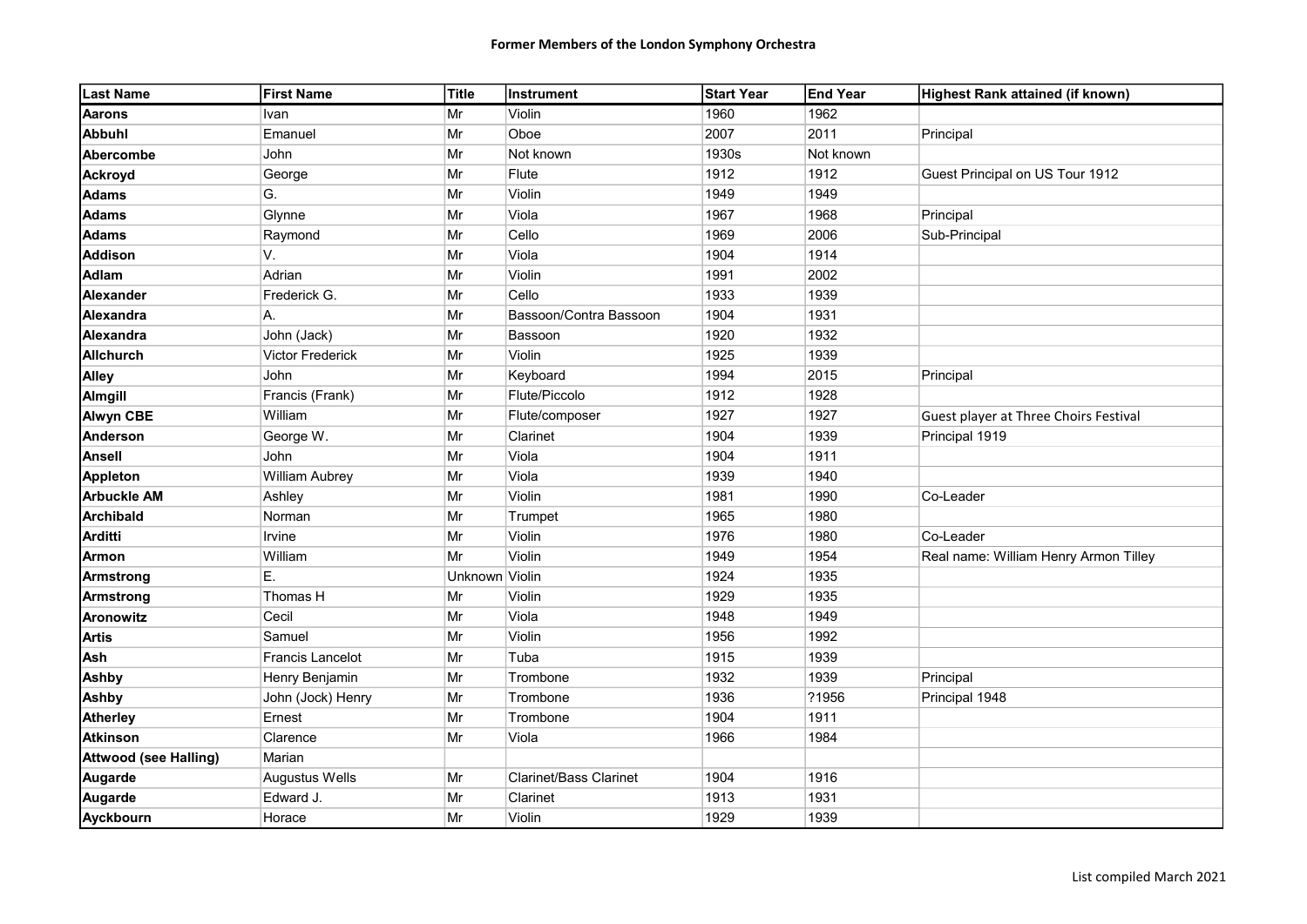# Former Members of the London Symphony Orchestra

| Last Name | First Name | Title | Instrument | Start Year | End Year | Highest Rank attained (if known) |
|---|---|---|---|---|---|---|
| **Aarons** | Ivan | Mr | Violin | 1960 | 1962 | |
| **Abbuhl** | Emanuel | Mr | Oboe | 2007 | 2011 | Principal |
| **Abercombe** | John | Mr | Not known | 1930s | Not known | |
| **Ackroyd** | George | Mr | Flute | 1912 | 1912 | Guest Principal on US Tour 1912 |
| **Adams** | G. | Mr | Violin | 1949 | 1949 | |
| **Adams** | Glynne | Mr | Viola | 1967 | 1968 | Principal |
| **Adams** | Raymond | Mr | Cello | 1969 | 2006 | Sub-Principal |
| **Addison** | V. | Mr | Viola | 1904 | 1914 | |
| **Adlam** | Adrian | Mr | Violin | 1991 | 2002 | |
| **Alexander** | Frederick G. | Mr | Cello | 1933 | 1939 | |
| **Alexandra** | A. | Mr | Bassoon/Contra Bassoon | 1904 | 1931 | |
| **Alexandra** | John (Jack) | Mr | Bassoon | 1920 | 1932 | |
| **Allchurch** | Victor Frederick | Mr | Violin | 1925 | 1939 | |
| **Alley** | John | Mr | Keyboard | 1994 | 2015 | Principal |
| **Almgill** | Francis (Frank) | Mr | Flute/Piccolo | 1912 | 1928 | |
| **Alwyn CBE** | William | Mr | Flute/composer | 1927 | 1927 | Guest player at Three Choirs Festival |
| **Anderson** | George W. | Mr | Clarinet | 1904 | 1939 | Principal 1919 |
| **Ansell** | John | Mr | Viola | 1904 | 1911 | |
| **Appleton** | William Aubrey | Mr | Viola | 1939 | 1940 | |
| **Arbuckle AM** | Ashley | Mr | Violin | 1981 | 1990 | Co-Leader |
| **Archibald** | Norman | Mr | Trumpet | 1965 | 1980 | |
| **Arditti** | Irvine | Mr | Violin | 1976 | 1980 | Co-Leader |
| **Armon** | William | Mr | Violin | 1949 | 1954 | Real name: William Henry Armon Tilley |
| **Armstrong** | E. | Unknown | Violin | 1924 | 1935 | |
| **Armstrong** | Thomas H | Mr | Violin | 1929 | 1935 | |
| **Aronowitz** | Cecil | Mr | Viola | 1948 | 1949 | |
| **Artis** | Samuel | Mr | Violin | 1956 | 1992 | |
| **Ash** | Francis Lancelot | Mr | Tuba | 1915 | 1939 | |
| **Ashby** | Henry Benjamin | Mr | Trombone | 1932 | 1939 | Principal |
| **Ashby** | John (Jock) Henry | Mr | Trombone | 1936 | ?1956 | Principal 1948 |
| **Atherley** | Ernest | Mr | Trombone | 1904 | 1911 | |
| **Atkinson** | Clarence | Mr | Viola | 1966 | 1984 | |
| **Attwood (see Halling)** | Marian | | | | | |
| **Augarde** | Augustus Wells | Mr | Clarinet/Bass Clarinet | 1904 | 1916 | |
| **Augarde** | Edward J. | Mr | Clarinet | 1913 | 1931 | |
| **Ayckbourn** | Horace | Mr | Violin | 1929 | 1939 | |

List compiled March 2021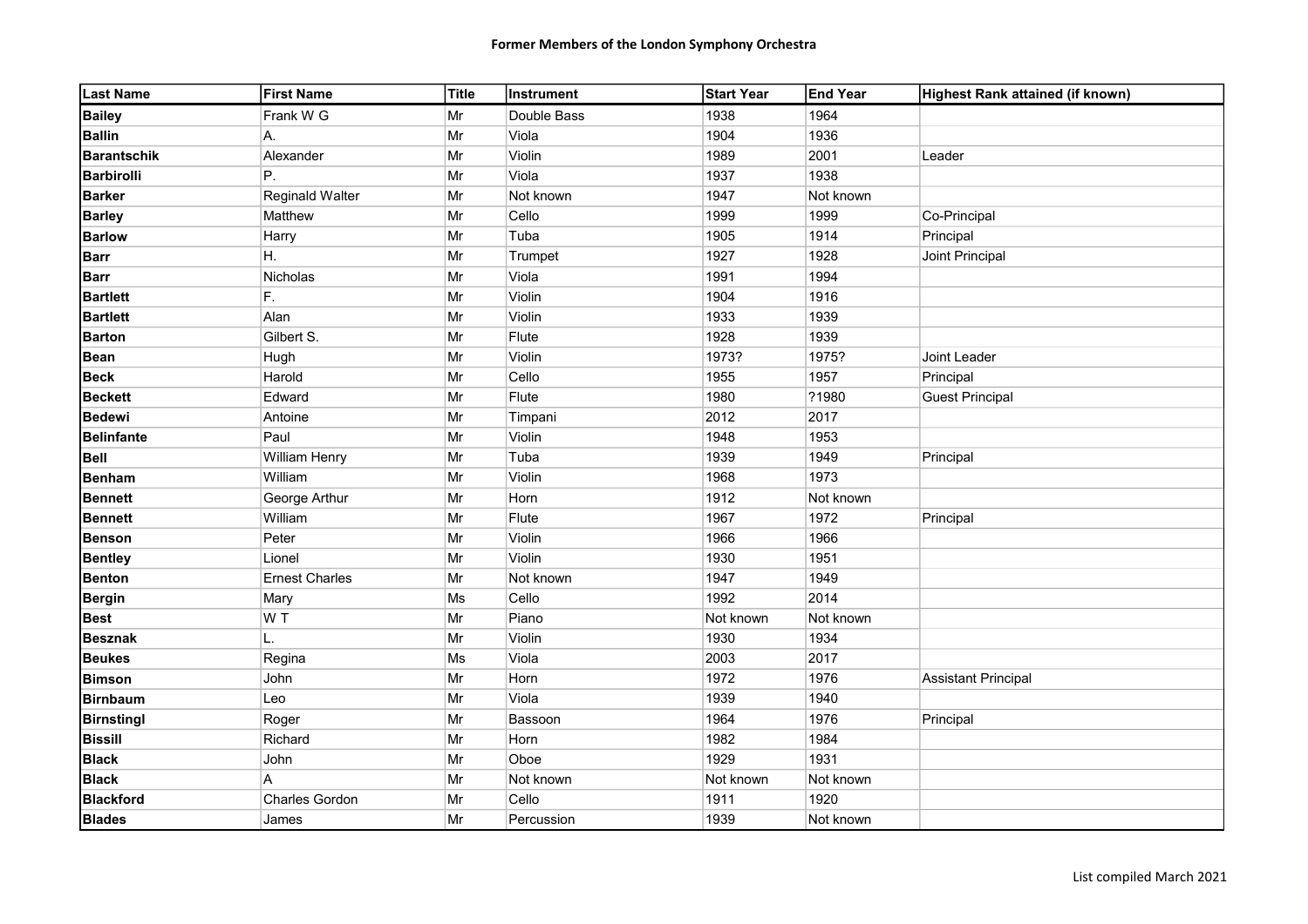# Former Members of the London Symphony Orchestra

| Last Name | First Name | Title | Instrument | Start Year | End Year | Highest Rank attained (if known) |
|---|---|---|---|---|---|---|
| **Bailey** | Frank W G | Mr | Double Bass | 1938 | 1964 | |
| **Ballin** | A. | Mr | Viola | 1904 | 1936 | |
| **Barantschik** | Alexander | Mr | Violin | 1989 | 2001 | Leader |
| **Barbirolli** | P. | Mr | Viola | 1937 | 1938 | |
| **Barker** | Reginald Walter | Mr | Not known | 1947 | Not known | |
| **Barley** | Matthew | Mr | Cello | 1999 | 1999 | Co-Principal |
| **Barlow** | Harry | Mr | Tuba | 1905 | 1914 | Principal |
| **Barr** | H. | Mr | Trumpet | 1927 | 1928 | Joint Principal |
| **Barr** | Nicholas | Mr | Viola | 1991 | 1994 | |
| **Bartlett** | F. | Mr | Violin | 1904 | 1916 | |
| **Bartlett** | Alan | Mr | Violin | 1933 | 1939 | |
| **Barton** | Gilbert S. | Mr | Flute | 1928 | 1939 | |
| **Bean** | Hugh | Mr | Violin | 1973? | 1975? | Joint Leader |
| **Beck** | Harold | Mr | Cello | 1955 | 1957 | Principal |
| **Beckett** | Edward | Mr | Flute | 1980 | ?1980 | Guest Principal |
| **Bedewi** | Antoine | Mr | Timpani | 2012 | 2017 | |
| **Belinfante** | Paul | Mr | Violin | 1948 | 1953 | |
| **Bell** | William Henry | Mr | Tuba | 1939 | 1949 | Principal |
| **Benham** | William | Mr | Violin | 1968 | 1973 | |
| **Bennett** | George Arthur | Mr | Horn | 1912 | Not known | |
| **Bennett** | William | Mr | Flute | 1967 | 1972 | Principal |
| **Benson** | Peter | Mr | Violin | 1966 | 1966 | |
| **Bentley** | Lionel | Mr | Violin | 1930 | 1951 | |
| **Benton** | Ernest Charles | Mr | Not known | 1947 | 1949 | |
| **Bergin** | Mary | Ms | Cello | 1992 | 2014 | |
| **Best** | W T | Mr | Piano | Not known | Not known | |
| **Besznak** | L. | Mr | Violin | 1930 | 1934 | |
| **Beukes** | Regina | Ms | Viola | 2003 | 2017 | |
| **Bimson** | John | Mr | Horn | 1972 | 1976 | Assistant Principal |
| **Birnbaum** | Leo | Mr | Viola | 1939 | 1940 | |
| **Birnstingl** | Roger | Mr | Bassoon | 1964 | 1976 | Principal |
| **Bissill** | Richard | Mr | Horn | 1982 | 1984 | |
| **Black** | John | Mr | Oboe | 1929 | 1931 | |
| **Black** | A | Mr | Not known | Not known | Not known | |
| **Blackford** | Charles Gordon | Mr | Cello | 1911 | 1920 | |
| **Blades** | James | Mr | Percussion | 1939 | Not known | |

List compiled March 2021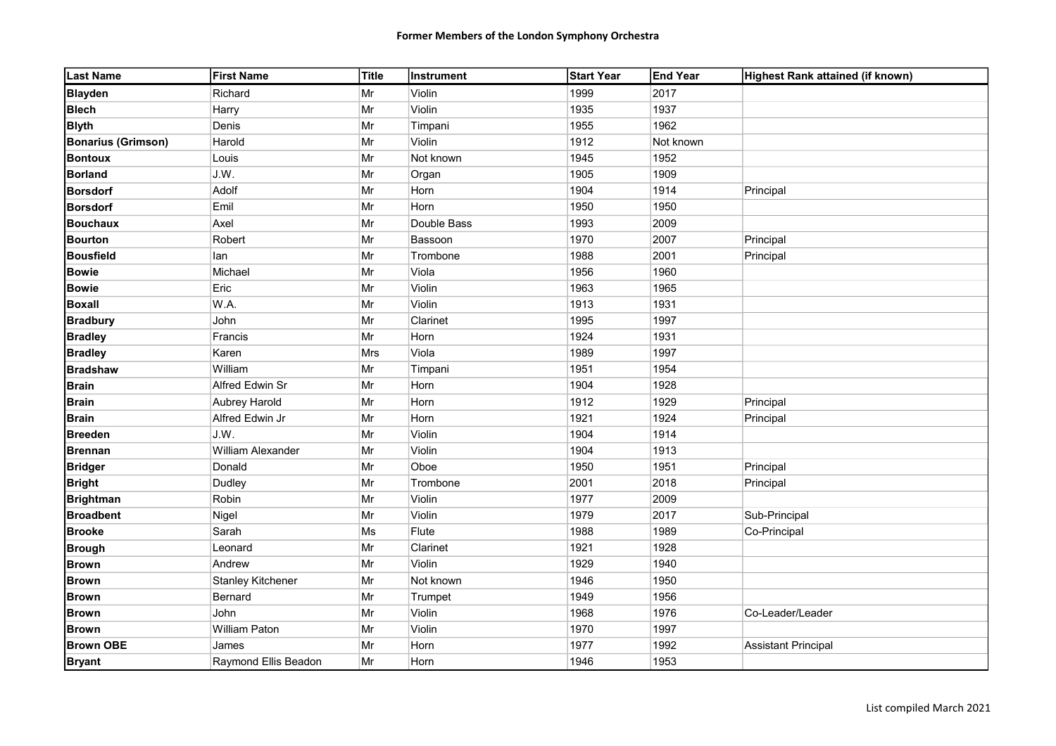# Former Members of the London Symphony Orchestra

| Last Name | First Name | Title | Instrument | Start Year | End Year | Highest Rank attained (if known) |
|---|---|---|---|---|---|---|
| **Blayden** | Richard | Mr | Violin | 1999 | 2017 | |
| **Blech** | Harry | Mr | Violin | 1935 | 1937 | |
| **Blyth** | Denis | Mr | Timpani | 1955 | 1962 | |
| **Bonarius (Grimson)** | Harold | Mr | Violin | 1912 | Not known | |
| **Bontoux** | Louis | Mr | Not known | 1945 | 1952 | |
| **Borland** | J.W. | Mr | Organ | 1905 | 1909 | |
| **Borsdorf** | Adolf | Mr | Horn | 1904 | 1914 | Principal |
| **Borsdorf** | Emil | Mr | Horn | 1950 | 1950 | |
| **Bouchaux** | Axel | Mr | Double Bass | 1993 | 2009 | |
| **Bourton** | Robert | Mr | Bassoon | 1970 | 2007 | Principal |
| **Bousfield** | Ian | Mr | Trombone | 1988 | 2001 | Principal |
| **Bowie** | Michael | Mr | Viola | 1956 | 1960 | |
| **Bowie** | Eric | Mr | Violin | 1963 | 1965 | |
| **Boxall** | W.A. | Mr | Violin | 1913 | 1931 | |
| **Bradbury** | John | Mr | Clarinet | 1995 | 1997 | |
| **Bradley** | Francis | Mr | Horn | 1924 | 1931 | |
| **Bradley** | Karen | Mrs | Viola | 1989 | 1997 | |
| **Bradshaw** | William | Mr | Timpani | 1951 | 1954 | |
| **Brain** | Alfred Edwin Sr | Mr | Horn | 1904 | 1928 | |
| **Brain** | Aubrey Harold | Mr | Horn | 1912 | 1929 | Principal |
| **Brain** | Alfred Edwin Jr | Mr | Horn | 1921 | 1924 | Principal |
| **Breeden** | J.W. | Mr | Violin | 1904 | 1914 | |
| **Brennan** | William Alexander | Mr | Violin | 1904 | 1913 | |
| **Bridger** | Donald | Mr | Oboe | 1950 | 1951 | Principal |
| **Bright** | Dudley | Mr | Trombone | 2001 | 2018 | Principal |
| **Brightman** | Robin | Mr | Violin | 1977 | 2009 | |
| **Broadbent** | Nigel | Mr | Violin | 1979 | 2017 | Sub-Principal |
| **Brooke** | Sarah | Ms | Flute | 1988 | 1989 | Co-Principal |
| **Brough** | Leonard | Mr | Clarinet | 1921 | 1928 | |
| **Brown** | Andrew | Mr | Violin | 1929 | 1940 | |
| **Brown** | Stanley Kitchener | Mr | Not known | 1946 | 1950 | |
| **Brown** | Bernard | Mr | Trumpet | 1949 | 1956 | |
| **Brown** | John | Mr | Violin | 1968 | 1976 | Co-Leader/Leader |
| **Brown** | William Paton | Mr | Violin | 1970 | 1997 | |
| **Brown OBE** | James | Mr | Horn | 1977 | 1992 | Assistant Principal |
| **Bryant** | Raymond Ellis Beadon | Mr | Horn | 1946 | 1953 | |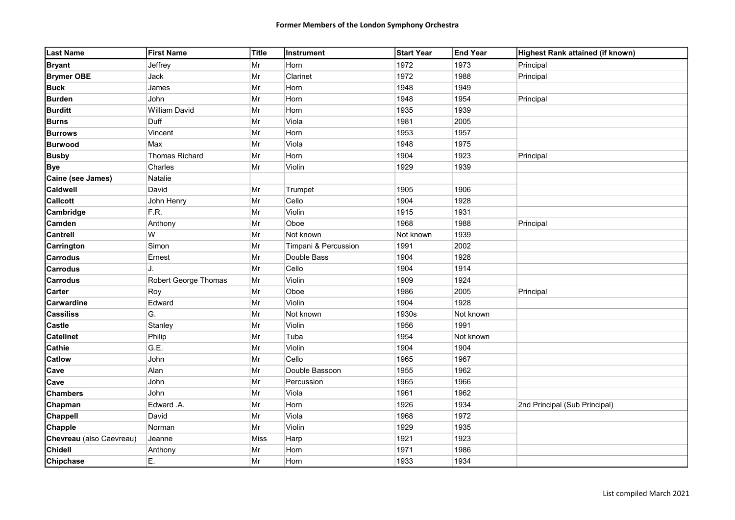# Former Members of the London Symphony Orchestra

| Last Name | First Name | Title | Instrument | Start Year | End Year | Highest Rank attained (if known) |
|---|---|---|---|---|---|---|
| **Bryant** | Jeffrey | Mr | Horn | 1972 | 1973 | Principal |
| **Brymer OBE** | Jack | Mr | Clarinet | 1972 | 1988 | Principal |
| **Buck** | James | Mr | Horn | 1948 | 1949 | |
| **Burden** | John | Mr | Horn | 1948 | 1954 | Principal |
| **Burditt** | William David | Mr | Horn | 1935 | 1939 | |
| **Burns** | Duff | Mr | Viola | 1981 | 2005 | |
| **Burrows** | Vincent | Mr | Horn | 1953 | 1957 | |
| **Burwood** | Max | Mr | Viola | 1948 | 1975 | |
| **Busby** | Thomas Richard | Mr | Horn | 1904 | 1923 | Principal |
| **Bye** | Charles | Mr | Violin | 1929 | 1939 | |
| **Caine (see James)** | Natalie | | | | | |
| **Caldwell** | David | Mr | Trumpet | 1905 | 1906 | |
| **Callcott** | John Henry | Mr | Cello | 1904 | 1928 | |
| **Cambridge** | F.R. | Mr | Violin | 1915 | 1931 | |
| **Camden** | Anthony | Mr | Oboe | 1968 | 1988 | Principal |
| **Cantrell** | W | Mr | Not known | Not known | 1939 | |
| **Carrington** | Simon | Mr | Timpani & Percussion | 1991 | 2002 | |
| **Carrodus** | Ernest | Mr | Double Bass | 1904 | 1928 | |
| **Carrodus** | J. | Mr | Cello | 1904 | 1914 | |
| **Carrodus** | Robert George Thomas | Mr | Violin | 1909 | 1924 | |
| **Carter** | Roy | Mr | Oboe | 1986 | 2005 | Principal |
| **Carwardine** | Edward | Mr | Violin | 1904 | 1928 | |
| **Cassiliss** | G. | Mr | Not known | 1930s | Not known | |
| **Castle** | Stanley | Mr | Violin | 1956 | 1991 | |
| **Catelinet** | Philip | Mr | Tuba | 1954 | Not known | |
| **Cathie** | G.E. | Mr | Violin | 1904 | 1904 | |
| **Catlow** | John | Mr | Cello | 1965 | 1967 | |
| **Cave** | Alan | Mr | Double Bassoon | 1955 | 1962 | |
| **Cave** | John | Mr | Percussion | 1965 | 1966 | |
| **Chambers** | John | Mr | Viola | 1961 | 1962 | |
| **Chapman** | Edward .A. | Mr | Horn | 1926 | 1934 | 2nd Principal (Sub Principal) |
| **Chappell** | David | Mr | Viola | 1968 | 1972 | |
| **Chapple** | Norman | Mr | Violin | 1929 | 1935 | |
| **Chevreau** (also Caevreau) | Jeanne | Miss | Harp | 1921 | 1923 | |
| **Chidell** | Anthony | Mr | Horn | 1971 | 1986 | |
| **Chipchase** | E. | Mr | Horn | 1933 | 1934 | |

List compiled March 2021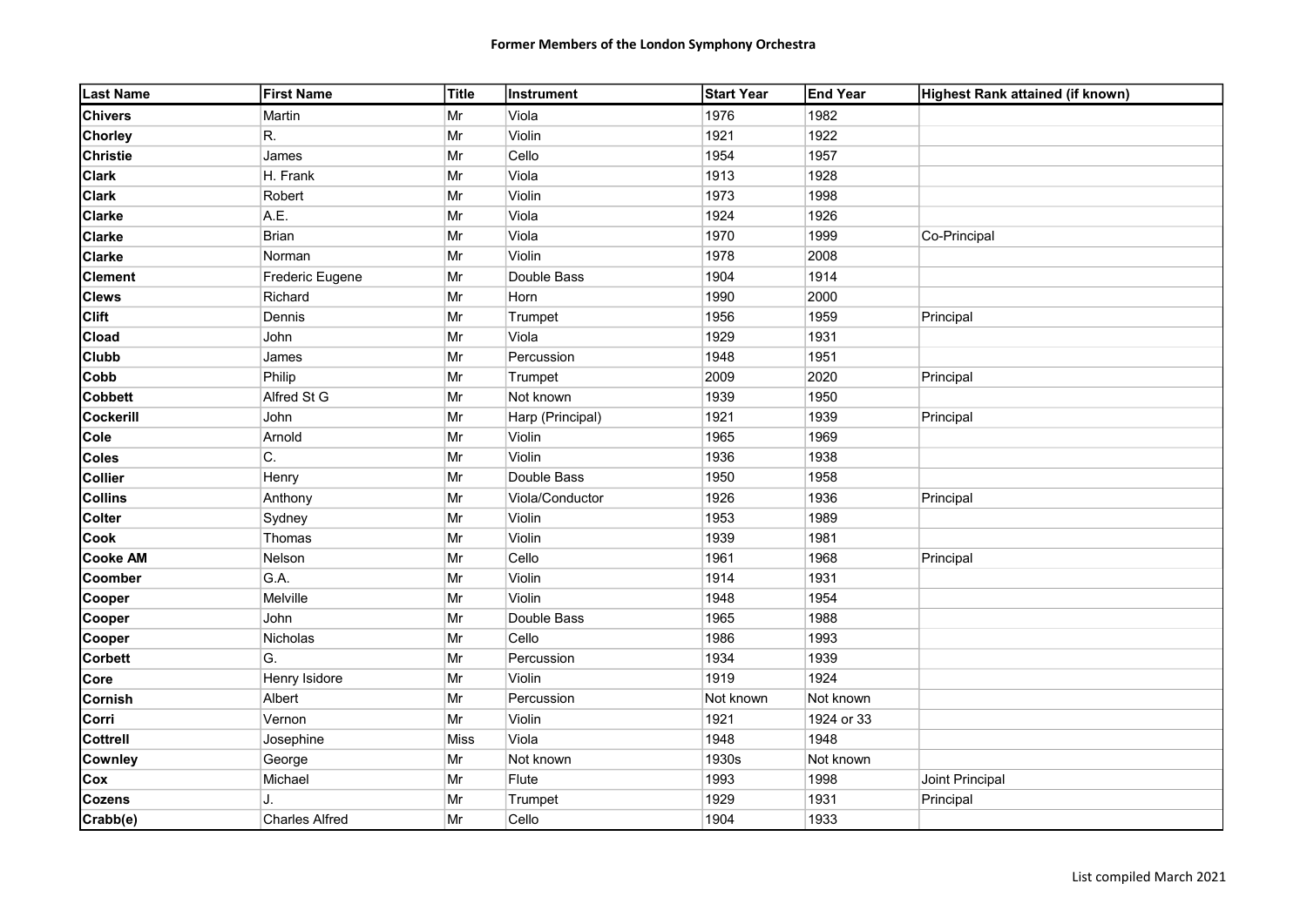# Former Members of the London Symphony Orchestra

| Last Name | First Name | Title | Instrument | Start Year | End Year | Highest Rank attained (if known) |
|---|---|---|---|---|---|---|
| **Chivers** | Martin | Mr | Viola | 1976 | 1982 | |
| **Chorley** | R. | Mr | Violin | 1921 | 1922 | |
| **Christie** | James | Mr | Cello | 1954 | 1957 | |
| **Clark** | H. Frank | Mr | Viola | 1913 | 1928 | |
| **Clark** | Robert | Mr | Violin | 1973 | 1998 | |
| **Clarke** | A.E. | Mr | Viola | 1924 | 1926 | |
| **Clarke** | Brian | Mr | Viola | 1970 | 1999 | Co-Principal |
| **Clarke** | Norman | Mr | Violin | 1978 | 2008 | |
| **Clement** | Frederic Eugene | Mr | Double Bass | 1904 | 1914 | |
| **Clews** | Richard | Mr | Horn | 1990 | 2000 | |
| **Clift** | Dennis | Mr | Trumpet | 1956 | 1959 | Principal |
| **Cload** | John | Mr | Viola | 1929 | 1931 | |
| **Clubb** | James | Mr | Percussion | 1948 | 1951 | |
| **Cobb** | Philip | Mr | Trumpet | 2009 | 2020 | Principal |
| **Cobbett** | Alfred St G | Mr | Not known | 1939 | 1950 | |
| **Cockerill** | John | Mr | Harp (Principal) | 1921 | 1939 | Principal |
| **Cole** | Arnold | Mr | Violin | 1965 | 1969 | |
| **Coles** | C. | Mr | Violin | 1936 | 1938 | |
| **Collier** | Henry | Mr | Double Bass | 1950 | 1958 | |
| **Collins** | Anthony | Mr | Viola/Conductor | 1926 | 1936 | Principal |
| **Colter** | Sydney | Mr | Violin | 1953 | 1989 | |
| **Cook** | Thomas | Mr | Violin | 1939 | 1981 | |
| **Cooke AM** | Nelson | Mr | Cello | 1961 | 1968 | Principal |
| **Coomber** | G.A. | Mr | Violin | 1914 | 1931 | |
| **Cooper** | Melville | Mr | Violin | 1948 | 1954 | |
| **Cooper** | John | Mr | Double Bass | 1965 | 1988 | |
| **Cooper** | Nicholas | Mr | Cello | 1986 | 1993 | |
| **Corbett** | G. | Mr | Percussion | 1934 | 1939 | |
| **Core** | Henry Isidore | Mr | Violin | 1919 | 1924 | |
| **Cornish** | Albert | Mr | Percussion | Not known | Not known | |
| **Corri** | Vernon | Mr | Violin | 1921 | 1924 or 33 | |
| **Cottrell** | Josephine | Miss | Viola | 1948 | 1948 | |
| **Cownley** | George | Mr | Not known | 1930s | Not known | |
| **Cox** | Michael | Mr | Flute | 1993 | 1998 | Joint Principal |
| **Cozens** | J. | Mr | Trumpet | 1929 | 1931 | Principal |
| **Crabb(e)** | Charles Alfred | Mr | Cello | 1904 | 1933 | |

List compiled March 2021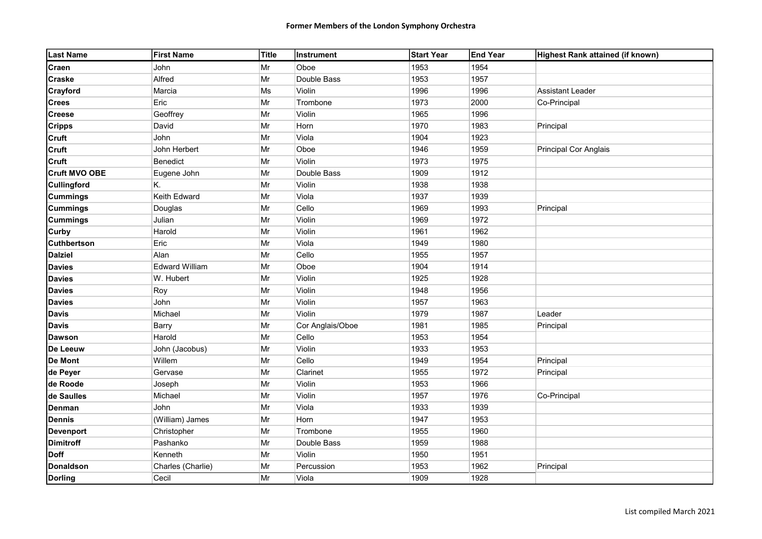**Former Members of the London Symphony Orchestra**

| Last Name | First Name | Title | Instrument | Start Year | End Year | Highest Rank attained (if known) |
|---|---|---|---|---|---|---|
| **Craen** | John | Mr | Oboe | 1953 | 1954 | |
| **Craske** | Alfred | Mr | Double Bass | 1953 | 1957 | |
| **Crayford** | Marcia | Ms | Violin | 1996 | 1996 | Assistant Leader |
| **Crees** | Eric | Mr | Trombone | 1973 | 2000 | Co-Principal |
| **Creese** | Geoffrey | Mr | Violin | 1965 | 1996 | |
| **Cripps** | David | Mr | Horn | 1970 | 1983 | Principal |
| **Cruft** | John | Mr | Viola | 1904 | 1923 | |
| **Cruft** | John Herbert | Mr | Oboe | 1946 | 1959 | Principal Cor Anglais |
| **Cruft** | Benedict | Mr | Violin | 1973 | 1975 | |
| **Cruft MVO OBE** | Eugene John | Mr | Double Bass | 1909 | 1912 | |
| **Cullingford** | K. | Mr | Violin | 1938 | 1938 | |
| **Cummings** | Keith Edward | Mr | Viola | 1937 | 1939 | |
| **Cummings** | Douglas | Mr | Cello | 1969 | 1993 | Principal |
| **Cummings** | Julian | Mr | Violin | 1969 | 1972 | |
| **Curby** | Harold | Mr | Violin | 1961 | 1962 | |
| **Cuthbertson** | Eric | Mr | Viola | 1949 | 1980 | |
| **Dalziel** | Alan | Mr | Cello | 1955 | 1957 | |
| **Davies** | Edward William | Mr | Oboe | 1904 | 1914 | |
| **Davies** | W. Hubert | Mr | Violin | 1925 | 1928 | |
| **Davies** | Roy | Mr | Violin | 1948 | 1956 | |
| **Davies** | John | Mr | Violin | 1957 | 1963 | |
| **Davis** | Michael | Mr | Violin | 1979 | 1987 | Leader |
| **Davis** | Barry | Mr | Cor Anglais/Oboe | 1981 | 1985 | Principal |
| **Dawson** | Harold | Mr | Cello | 1953 | 1954 | |
| **De Leeuw** | John (Jacobus) | Mr | Violin | 1933 | 1953 | |
| **De Mont** | Willem | Mr | Cello | 1949 | 1954 | Principal |
| **de Peyer** | Gervase | Mr | Clarinet | 1955 | 1972 | Principal |
| **de Roode** | Joseph | Mr | Violin | 1953 | 1966 | |
| **de Saulles** | Michael | Mr | Violin | 1957 | 1976 | Co-Principal |
| **Denman** | John | Mr | Viola | 1933 | 1939 | |
| **Dennis** | (William) James | Mr | Horn | 1947 | 1953 | |
| **Devenport** | Christopher | Mr | Trombone | 1955 | 1960 | |
| **Dimitroff** | Pashanko | Mr | Double Bass | 1959 | 1988 | |
| **Doff** | Kenneth | Mr | Violin | 1950 | 1951 | |
| **Donaldson** | Charles (Charlie) | Mr | Percussion | 1953 | 1962 | Principal |
| **Dorling** | Cecil | Mr | Viola | 1909 | 1928 | |

List compiled March 2021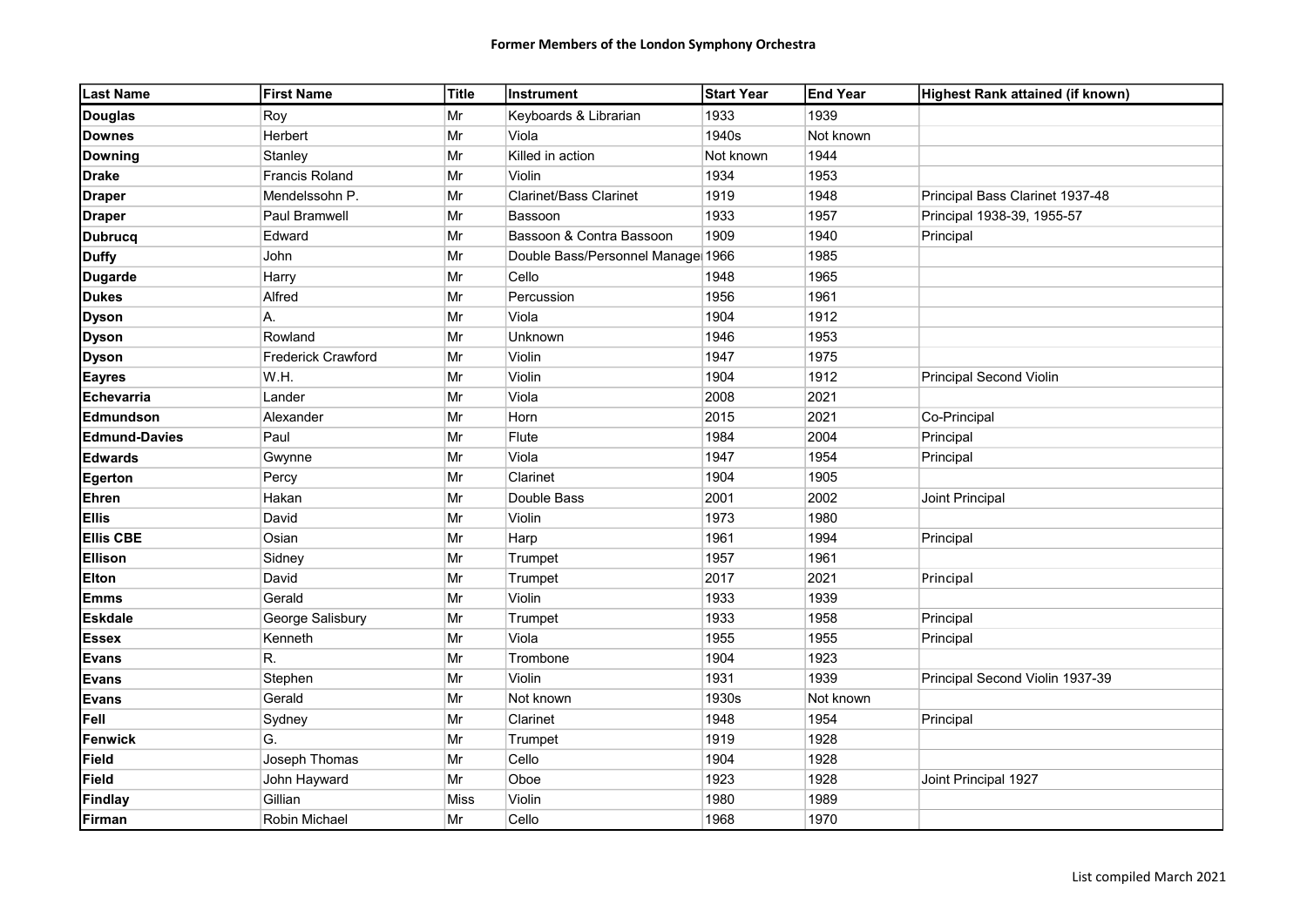**Former Members of the London Symphony Orchestra**

| Last Name | First Name | Title | Instrument | Start Year | End Year | Highest Rank attained (if known) |
|---|---|---|---|---|---|---|
| **Douglas** | Roy | Mr | Keyboards & Librarian | 1933 | 1939 | |
| **Downes** | Herbert | Mr | Viola | 1940s | Not known | |
| **Downing** | Stanley | Mr | Killed in action | Not known | 1944 | |
| **Drake** | Francis Roland | Mr | Violin | 1934 | 1953 | |
| **Draper** | Mendelssohn P. | Mr | Clarinet/Bass Clarinet | 1919 | 1948 | Principal Bass Clarinet 1937-48 |
| **Draper** | Paul Bramwell | Mr | Bassoon | 1933 | 1957 | Principal 1938-39, 1955-57 |
| **Dubrucq** | Edward | Mr | Bassoon & Contra Bassoon | 1909 | 1940 | Principal |
| **Duffy** | John | Mr | Double Bass/Personnel Manager | 1966 | 1985 | |
| **Dugarde** | Harry | Mr | Cello | 1948 | 1965 | |
| **Dukes** | Alfred | Mr | Percussion | 1956 | 1961 | |
| **Dyson** | A. | Mr | Viola | 1904 | 1912 | |
| **Dyson** | Rowland | Mr | Unknown | 1946 | 1953 | |
| **Dyson** | Frederick Crawford | Mr | Violin | 1947 | 1975 | |
| **Eayres** | W.H. | Mr | Violin | 1904 | 1912 | Principal Second Violin |
| **Echevarria** | Lander | Mr | Viola | 2008 | 2021 | |
| **Edmundson** | Alexander | Mr | Horn | 2015 | 2021 | Co-Principal |
| **Edmund-Davies** | Paul | Mr | Flute | 1984 | 2004 | Principal |
| **Edwards** | Gwynne | Mr | Viola | 1947 | 1954 | Principal |
| **Egerton** | Percy | Mr | Clarinet | 1904 | 1905 | |
| **Ehren** | Hakan | Mr | Double Bass | 2001 | 2002 | Joint Principal |
| **Ellis** | David | Mr | Violin | 1973 | 1980 | |
| **Ellis CBE** | Osian | Mr | Harp | 1961 | 1994 | Principal |
| **Ellison** | Sidney | Mr | Trumpet | 1957 | 1961 | |
| **Elton** | David | Mr | Trumpet | 2017 | 2021 | Principal |
| **Emms** | Gerald | Mr | Violin | 1933 | 1939 | |
| **Eskdale** | George Salisbury | Mr | Trumpet | 1933 | 1958 | Principal |
| **Essex** | Kenneth | Mr | Viola | 1955 | 1955 | Principal |
| **Evans** | R. | Mr | Trombone | 1904 | 1923 | |
| **Evans** | Stephen | Mr | Violin | 1931 | 1939 | Principal Second Violin 1937-39 |
| **Evans** | Gerald | Mr | Not known | 1930s | Not known | |
| **Fell** | Sydney | Mr | Clarinet | 1948 | 1954 | Principal |
| **Fenwick** | G. | Mr | Trumpet | 1919 | 1928 | |
| **Field** | Joseph Thomas | Mr | Cello | 1904 | 1928 | |
| **Field** | John Hayward | Mr | Oboe | 1923 | 1928 | Joint Principal 1927 |
| **Findlay** | Gillian | Miss | Violin | 1980 | 1989 | |
| **Firman** | Robin Michael | Mr | Cello | 1968 | 1970 | |

List compiled March 2021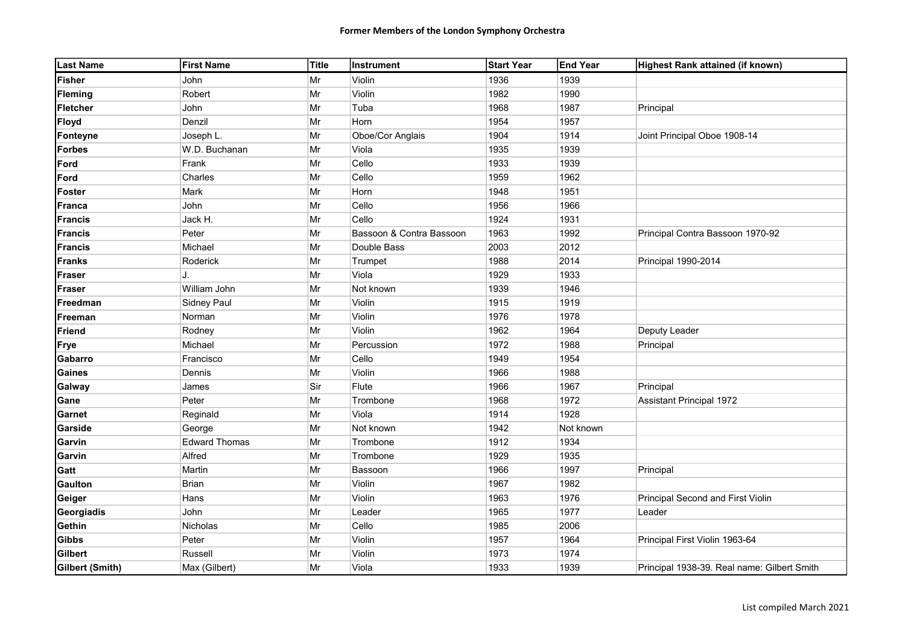# Former Members of the London Symphony Orchestra

| Last Name | First Name | Title | Instrument | Start Year | End Year | Highest Rank attained (if known) |
|---|---|---|---|---|---|---|
| **Fisher** | John | Mr | Violin | 1936 | 1939 | |
| **Fleming** | Robert | Mr | Violin | 1982 | 1990 | |
| **Fletcher** | John | Mr | Tuba | 1968 | 1987 | Principal |
| **Floyd** | Denzil | Mr | Horn | 1954 | 1957 | |
| **Fonteyne** | Joseph L. | Mr | Oboe/Cor Anglais | 1904 | 1914 | Joint Principal Oboe 1908-14 |
| **Forbes** | W.D. Buchanan | Mr | Viola | 1935 | 1939 | |
| **Ford** | Frank | Mr | Cello | 1933 | 1939 | |
| **Ford** | Charles | Mr | Cello | 1959 | 1962 | |
| **Foster** | Mark | Mr | Horn | 1948 | 1951 | |
| **Franca** | John | Mr | Cello | 1956 | 1966 | |
| **Francis** | Jack H. | Mr | Cello | 1924 | 1931 | |
| **Francis** | Peter | Mr | Bassoon & Contra Bassoon | 1963 | 1992 | Principal Contra Bassoon 1970-92 |
| **Francis** | Michael | Mr | Double Bass | 2003 | 2012 | |
| **Franks** | Roderick | Mr | Trumpet | 1988 | 2014 | Principal 1990-2014 |
| **Fraser** | J. | Mr | Viola | 1929 | 1933 | |
| **Fraser** | William John | Mr | Not known | 1939 | 1946 | |
| **Freedman** | Sidney Paul | Mr | Violin | 1915 | 1919 | |
| **Freeman** | Norman | Mr | Violin | 1976 | 1978 | |
| **Friend** | Rodney | Mr | Violin | 1962 | 1964 | Deputy Leader |
| **Frye** | Michael | Mr | Percussion | 1972 | 1988 | Principal |
| **Gabarro** | Francisco | Mr | Cello | 1949 | 1954 | |
| **Gaines** | Dennis | Mr | Violin | 1966 | 1988 | |
| **Galway** | James | Sir | Flute | 1966 | 1967 | Principal |
| **Gane** | Peter | Mr | Trombone | 1968 | 1972 | Assistant Principal 1972 |
| **Garnet** | Reginald | Mr | Viola | 1914 | 1928 | |
| **Garside** | George | Mr | Not known | 1942 | Not known | |
| **Garvin** | Edward Thomas | Mr | Trombone | 1912 | 1934 | |
| **Garvin** | Alfred | Mr | Trombone | 1929 | 1935 | |
| **Gatt** | Martin | Mr | Bassoon | 1966 | 1997 | Principal |
| **Gaulton** | Brian | Mr | Violin | 1967 | 1982 | |
| **Geiger** | Hans | Mr | Violin | 1963 | 1976 | Principal Second and First Violin |
| **Georgiadis** | John | Mr | Leader | 1965 | 1977 | Leader |
| **Gethin** | Nicholas | Mr | Cello | 1985 | 2006 | |
| **Gibbs** | Peter | Mr | Violin | 1957 | 1964 | Principal First Violin 1963-64 |
| **Gilbert** | Russell | Mr | Violin | 1973 | 1974 | |
| **Gilbert (Smith)** | Max (Gilbert) | Mr | Viola | 1933 | 1939 | Principal 1938-39. Real name: Gilbert Smith |

List compiled March 2021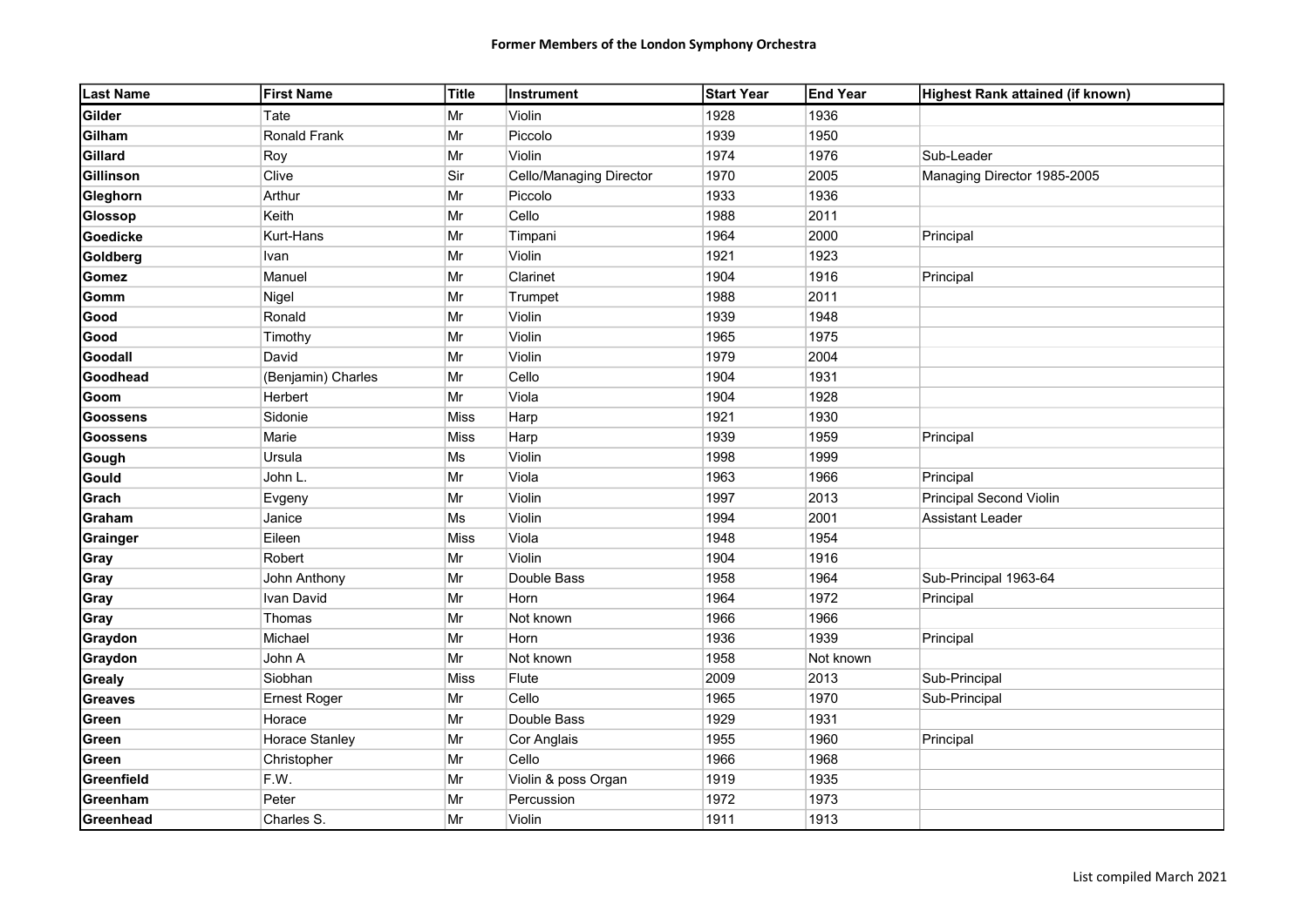# Former Members of the London Symphony Orchestra

| Last Name | First Name | Title | Instrument | Start Year | End Year | Highest Rank attained (if known) |
|---|---|---|---|---|---|---|
| Gilder | Tate | Mr | Violin | 1928 | 1936 | |
| Gilham | Ronald Frank | Mr | Piccolo | 1939 | 1950 | |
| Gillard | Roy | Mr | Violin | 1974 | 1976 | Sub-Leader |
| Gillinson | Clive | Sir | Cello/Managing Director | 1970 | 2005 | Managing Director 1985-2005 |
| Gleghorn | Arthur | Mr | Piccolo | 1933 | 1936 | |
| Glossop | Keith | Mr | Cello | 1988 | 2011 | |
| Goedicke | Kurt-Hans | Mr | Timpani | 1964 | 2000 | Principal |
| Goldberg | Ivan | Mr | Violin | 1921 | 1923 | |
| Gomez | Manuel | Mr | Clarinet | 1904 | 1916 | Principal |
| Gomm | Nigel | Mr | Trumpet | 1988 | 2011 | |
| Good | Ronald | Mr | Violin | 1939 | 1948 | |
| Good | Timothy | Mr | Violin | 1965 | 1975 | |
| Goodall | David | Mr | Violin | 1979 | 2004 | |
| Goodhead | (Benjamin) Charles | Mr | Cello | 1904 | 1931 | |
| Goom | Herbert | Mr | Viola | 1904 | 1928 | |
| Goossens | Sidonie | Miss | Harp | 1921 | 1930 | |
| Goossens | Marie | Miss | Harp | 1939 | 1959 | Principal |
| Gough | Ursula | Ms | Violin | 1998 | 1999 | |
| Gould | John L. | Mr | Viola | 1963 | 1966 | Principal |
| Grach | Evgeny | Mr | Violin | 1997 | 2013 | Principal Second Violin |
| Graham | Janice | Ms | Violin | 1994 | 2001 | Assistant Leader |
| Grainger | Eileen | Miss | Viola | 1948 | 1954 | |
| Gray | Robert | Mr | Violin | 1904 | 1916 | |
| Gray | John Anthony | Mr | Double Bass | 1958 | 1964 | Sub-Principal 1963-64 |
| Gray | Ivan David | Mr | Horn | 1964 | 1972 | Principal |
| Gray | Thomas | Mr | Not known | 1966 | 1966 | |
| Graydon | Michael | Mr | Horn | 1936 | 1939 | Principal |
| Graydon | John A | Mr | Not known | 1958 | Not known | |
| Grealy | Siobhan | Miss | Flute | 2009 | 2013 | Sub-Principal |
| Greaves | Ernest Roger | Mr | Cello | 1965 | 1970 | Sub-Principal |
| Green | Horace | Mr | Double Bass | 1929 | 1931 | |
| Green | Horace Stanley | Mr | Cor Anglais | 1955 | 1960 | Principal |
| Green | Christopher | Mr | Cello | 1966 | 1968 | |
| Greenfield | F.W. | Mr | Violin & poss Organ | 1919 | 1935 | |
| Greenham | Peter | Mr | Percussion | 1972 | 1973 | |
| Greenhead | Charles S. | Mr | Violin | 1911 | 1913 | |

List compiled March 2021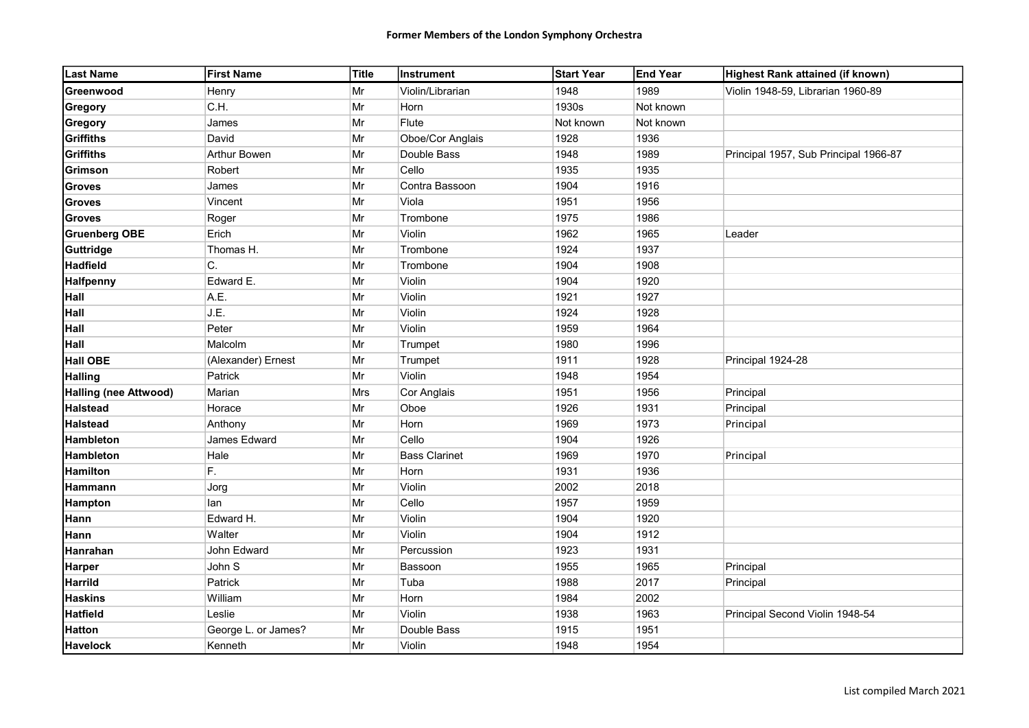# Former Members of the London Symphony Orchestra

| Last Name | First Name | Title | Instrument | Start Year | End Year | Highest Rank attained (if known) |
|---|---|---|---|---|---|---|
| **Greenwood** | Henry | Mr | Violin/Librarian | 1948 | 1989 | Violin 1948-59, Librarian 1960-89 |
| **Gregory** | C.H. | Mr | Horn | 1930s | Not known | |
| **Gregory** | James | Mr | Flute | Not known | Not known | |
| **Griffiths** | David | Mr | Oboe/Cor Anglais | 1928 | 1936 | |
| **Griffiths** | Arthur Bowen | Mr | Double Bass | 1948 | 1989 | Principal 1957, Sub Principal 1966-87 |
| **Grimson** | Robert | Mr | Cello | 1935 | 1935 | |
| **Groves** | James | Mr | Contra Bassoon | 1904 | 1916 | |
| **Groves** | Vincent | Mr | Viola | 1951 | 1956 | |
| **Groves** | Roger | Mr | Trombone | 1975 | 1986 | |
| **Gruenberg OBE** | Erich | Mr | Violin | 1962 | 1965 | Leader |
| **Guttridge** | Thomas H. | Mr | Trombone | 1924 | 1937 | |
| **Hadfield** | C. | Mr | Trombone | 1904 | 1908 | |
| **Halfpenny** | Edward E. | Mr | Violin | 1904 | 1920 | |
| **Hall** | A.E. | Mr | Violin | 1921 | 1927 | |
| **Hall** | J.E. | Mr | Violin | 1924 | 1928 | |
| **Hall** | Peter | Mr | Violin | 1959 | 1964 | |
| **Hall** | Malcolm | Mr | Trumpet | 1980 | 1996 | |
| **Hall OBE** | (Alexander) Ernest | Mr | Trumpet | 1911 | 1928 | Principal 1924-28 |
| **Halling** | Patrick | Mr | Violin | 1948 | 1954 | |
| **Halling (nee Attwood)** | Marian | Mrs | Cor Anglais | 1951 | 1956 | Principal |
| **Halstead** | Horace | Mr | Oboe | 1926 | 1931 | Principal |
| **Halstead** | Anthony | Mr | Horn | 1969 | 1973 | Principal |
| **Hambleton** | James Edward | Mr | Cello | 1904 | 1926 | |
| **Hambleton** | Hale | Mr | Bass Clarinet | 1969 | 1970 | Principal |
| **Hamilton** | F. | Mr | Horn | 1931 | 1936 | |
| **Hammann** | Jorg | Mr | Violin | 2002 | 2018 | |
| **Hampton** | Ian | Mr | Cello | 1957 | 1959 | |
| **Hann** | Edward H. | Mr | Violin | 1904 | 1920 | |
| **Hann** | Walter | Mr | Violin | 1904 | 1912 | |
| **Hanrahan** | John Edward | Mr | Percussion | 1923 | 1931 | |
| **Harper** | John S | Mr | Bassoon | 1955 | 1965 | Principal |
| **Harrild** | Patrick | Mr | Tuba | 1988 | 2017 | Principal |
| **Haskins** | William | Mr | Horn | 1984 | 2002 | |
| **Hatfield** | Leslie | Mr | Violin | 1938 | 1963 | Principal Second Violin 1948-54 |
| **Hatton** | George L. or James? | Mr | Double Bass | 1915 | 1951 | |
| **Havelock** | Kenneth | Mr | Violin | 1948 | 1954 | |

List compiled March 2021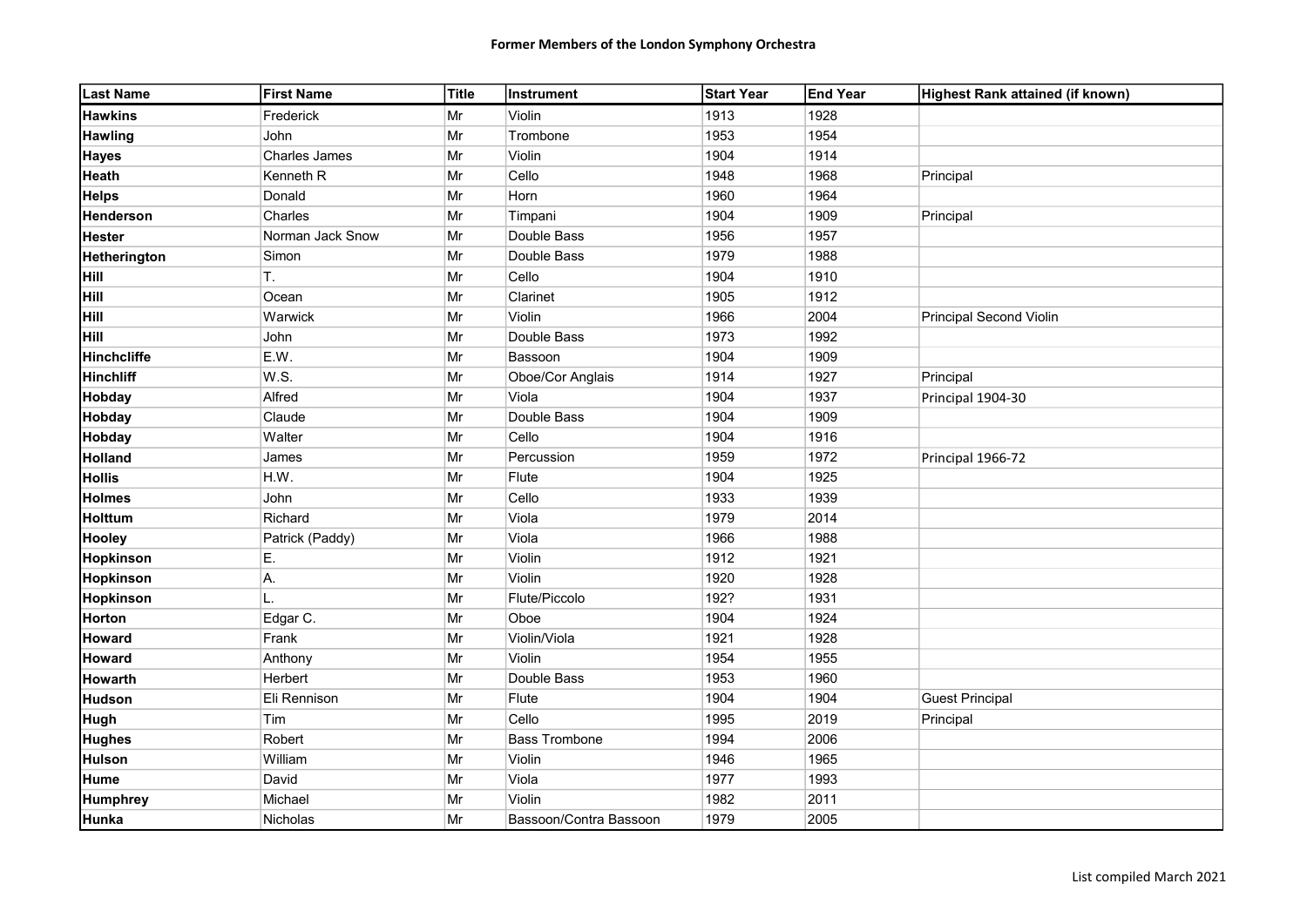| Last Name | First Name | Title | Instrument | Start Year | End Year | Highest Rank attained (if known) |
|---|---|---|---|---|---|---|
| Hawkins | Frederick | Mr | Violin | 1913 | 1928 | |
| Hawling | John | Mr | Trombone | 1953 | 1954 | |
| Hayes | Charles James | Mr | Violin | 1904 | 1914 | |
| Heath | Kenneth R | Mr | Cello | 1948 | 1968 | Principal |
| Helps | Donald | Mr | Horn | 1960 | 1964 | |
| Henderson | Charles | Mr | Timpani | 1904 | 1909 | Principal |
| Hester | Norman Jack Snow | Mr | Double Bass | 1956 | 1957 | |
| Hetherington | Simon | Mr | Double Bass | 1979 | 1988 | |
| Hill | T. | Mr | Cello | 1904 | 1910 | |
| Hill | Ocean | Mr | Clarinet | 1905 | 1912 | |
| Hill | Warwick | Mr | Violin | 1966 | 2004 | Principal Second Violin |
| Hill | John | Mr | Double Bass | 1973 | 1992 | |
| Hinchcliffe | E.W. | Mr | Bassoon | 1904 | 1909 | |
| Hinchliff | W.S. | Mr | Oboe/Cor Anglais | 1914 | 1927 | Principal |
| Hobday | Alfred | Mr | Viola | 1904 | 1937 | Principal 1904-30 |
| Hobday | Claude | Mr | Double Bass | 1904 | 1909 | |
| Hobday | Walter | Mr | Cello | 1904 | 1916 | |
| Holland | James | Mr | Percussion | 1959 | 1972 | Principal 1966-72 |
| Hollis | H.W. | Mr | Flute | 1904 | 1925 | |
| Holmes | John | Mr | Cello | 1933 | 1939 | |
| Holttum | Richard | Mr | Viola | 1979 | 2014 | |
| Hooley | Patrick (Paddy) | Mr | Viola | 1966 | 1988 | |
| Hopkinson | E. | Mr | Violin | 1912 | 1921 | |
| Hopkinson | A. | Mr | Violin | 1920 | 1928 | |
| Hopkinson | L. | Mr | Flute/Piccolo | 192? | 1931 | |
| Horton | Edgar C. | Mr | Oboe | 1904 | 1924 | |
| Howard | Frank | Mr | Violin/Viola | 1921 | 1928 | |
| Howard | Anthony | Mr | Violin | 1954 | 1955 | |
| Howarth | Herbert | Mr | Double Bass | 1953 | 1960 | |
| Hudson | Eli Rennison | Mr | Flute | 1904 | 1904 | Guest Principal |
| Hugh | Tim | Mr | Cello | 1995 | 2019 | Principal |
| Hughes | Robert | Mr | Bass Trombone | 1994 | 2006 | |
| Hulson | William | Mr | Violin | 1946 | 1965 | |
| Hume | David | Mr | Viola | 1977 | 1993 | |
| Humphrey | Michael | Mr | Violin | 1982 | 2011 | |
| Hunka | Nicholas | Mr | Bassoon/Contra Bassoon | 1979 | 2005 | |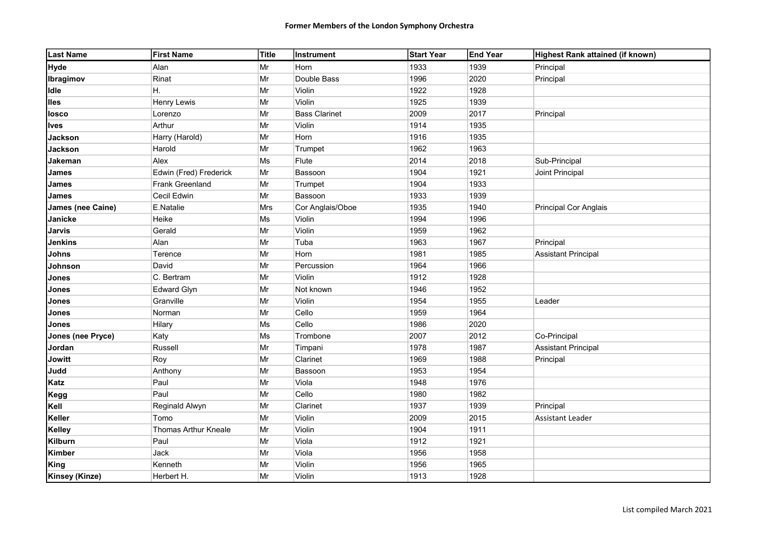| Last Name | First Name | Title | Instrument | Start Year | End Year | Highest Rank attained (if known) |
|---|---|---|---|---|---|---|
| **Hyde** | Alan | Mr | Horn | 1933 | 1939 | Principal |
| **Ibragimov** | Rinat | Mr | Double Bass | 1996 | 2020 | Principal |
| **Idle** | H. | Mr | Violin | 1922 | 1928 | |
| **Iles** | Henry Lewis | Mr | Violin | 1925 | 1939 | |
| **Iosco** | Lorenzo | Mr | Bass Clarinet | 2009 | 2017 | Principal |
| **Ives** | Arthur | Mr | Violin | 1914 | 1935 | |
| **Jackson** | Harry (Harold) | Mr | Horn | 1916 | 1935 | |
| **Jackson** | Harold | Mr | Trumpet | 1962 | 1963 | |
| **Jakeman** | Alex | Ms | Flute | 2014 | 2018 | Sub-Principal |
| **James** | Edwin (Fred) Frederick | Mr | Bassoon | 1904 | 1921 | Joint Principal |
| **James** | Frank Greenland | Mr | Trumpet | 1904 | 1933 | |
| **James** | Cecil Edwin | Mr | Bassoon | 1933 | 1939 | |
| **James (nee Caine)** | E.Natalie | Mrs | Cor Anglais/Oboe | 1935 | 1940 | Principal Cor Anglais |
| **Janicke** | Heike | Ms | Violin | 1994 | 1996 | |
| **Jarvis** | Gerald | Mr | Violin | 1959 | 1962 | |
| **Jenkins** | Alan | Mr | Tuba | 1963 | 1967 | Principal |
| **Johns** | Terence | Mr | Horn | 1981 | 1985 | Assistant Principal |
| **Johnson** | David | Mr | Percussion | 1964 | 1966 | |
| **Jones** | C. Bertram | Mr | Violin | 1912 | 1928 | |
| **Jones** | Edward Glyn | Mr | Not known | 1946 | 1952 | |
| **Jones** | Granville | Mr | Violin | 1954 | 1955 | Leader |
| **Jones** | Norman | Mr | Cello | 1959 | 1964 | |
| **Jones** | Hilary | Ms | Cello | 1986 | 2020 | |
| **Jones (nee Pryce)** | Katy | Ms | Trombone | 2007 | 2012 | Co-Principal |
| **Jordan** | Russell | Mr | Timpani | 1978 | 1987 | Assistant Principal |
| **Jowitt** | Roy | Mr | Clarinet | 1969 | 1988 | Principal |
| **Judd** | Anthony | Mr | Bassoon | 1953 | 1954 | |
| **Katz** | Paul | Mr | Viola | 1948 | 1976 | |
| **Kegg** | Paul | Mr | Cello | 1980 | 1982 | |
| **Kell** | Reginald Alwyn | Mr | Clarinet | 1937 | 1939 | Principal |
| **Keller** | Tomo | Mr | Violin | 2009 | 2015 | Assistant Leader |
| **Kelley** | Thomas Arthur Kneale | Mr | Violin | 1904 | 1911 | |
| **Kilburn** | Paul | Mr | Viola | 1912 | 1921 | |
| **Kimber** | Jack | Mr | Viola | 1956 | 1958 | |
| **King** | Kenneth | Mr | Violin | 1956 | 1965 | |
| **Kinsey (Kinze)** | Herbert H. | Mr | Violin | 1913 | 1928 | |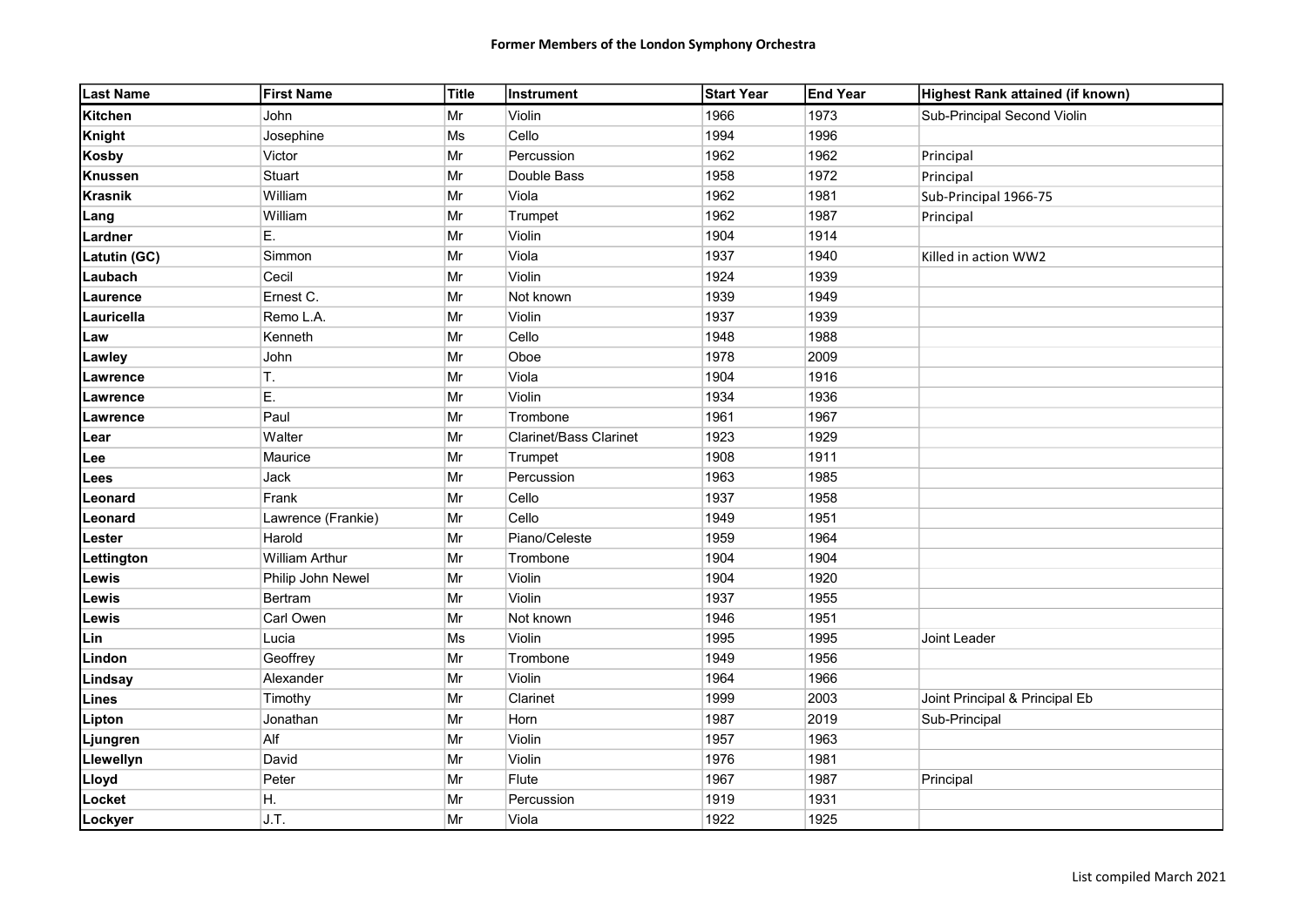# Former Members of the London Symphony Orchestra

| Last Name | First Name | Title | Instrument | Start Year | End Year | Highest Rank attained (if known) |
|---|---|---|---|---|---|---|
| **Kitchen** | John | Mr | Violin | 1966 | 1973 | Sub-Principal Second Violin |
| **Knight** | Josephine | Ms | Cello | 1994 | 1996 | |
| **Kosby** | Victor | Mr | Percussion | 1962 | 1962 | Principal |
| **Knussen** | Stuart | Mr | Double Bass | 1958 | 1972 | Principal |
| **Krasnik** | William | Mr | Viola | 1962 | 1981 | Sub-Principal 1966-75 |
| **Lang** | William | Mr | Trumpet | 1962 | 1987 | Principal |
| **Lardner** | E. | Mr | Violin | 1904 | 1914 | |
| **Latutin (GC)** | Simmon | Mr | Viola | 1937 | 1940 | Killed in action WW2 |
| **Laubach** | Cecil | Mr | Violin | 1924 | 1939 | |
| **Laurence** | Ernest C. | Mr | Not known | 1939 | 1949 | |
| **Lauricella** | Remo L.A. | Mr | Violin | 1937 | 1939 | |
| **Law** | Kenneth | Mr | Cello | 1948 | 1988 | |
| **Lawley** | John | Mr | Oboe | 1978 | 2009 | |
| **Lawrence** | T. | Mr | Viola | 1904 | 1916 | |
| **Lawrence** | E. | Mr | Violin | 1934 | 1936 | |
| **Lawrence** | Paul | Mr | Trombone | 1961 | 1967 | |
| **Lear** | Walter | Mr | Clarinet/Bass Clarinet | 1923 | 1929 | |
| **Lee** | Maurice | Mr | Trumpet | 1908 | 1911 | |
| **Lees** | Jack | Mr | Percussion | 1963 | 1985 | |
| **Leonard** | Frank | Mr | Cello | 1937 | 1958 | |
| **Leonard** | Lawrence (Frankie) | Mr | Cello | 1949 | 1951 | |
| **Lester** | Harold | Mr | Piano/Celeste | 1959 | 1964 | |
| **Lettington** | William Arthur | Mr | Trombone | 1904 | 1904 | |
| **Lewis** | Philip John Newel | Mr | Violin | 1904 | 1920 | |
| **Lewis** | Bertram | Mr | Violin | 1937 | 1955 | |
| **Lewis** | Carl Owen | Mr | Not known | 1946 | 1951 | |
| **Lin** | Lucia | Ms | Violin | 1995 | 1995 | Joint Leader |
| **Lindon** | Geoffrey | Mr | Trombone | 1949 | 1956 | |
| **Lindsay** | Alexander | Mr | Violin | 1964 | 1966 | |
| **Lines** | Timothy | Mr | Clarinet | 1999 | 2003 | Joint Principal & Principal Eb |
| **Lipton** | Jonathan | Mr | Horn | 1987 | 2019 | Sub-Principal |
| **Ljungren** | Alf | Mr | Violin | 1957 | 1963 | |
| **Llewellyn** | David | Mr | Violin | 1976 | 1981 | |
| **Lloyd** | Peter | Mr | Flute | 1967 | 1987 | Principal |
| **Locket** | H. | Mr | Percussion | 1919 | 1931 | |
| **Lockyer** | J.T. | Mr | Viola | 1922 | 1925 | |

List compiled March 2021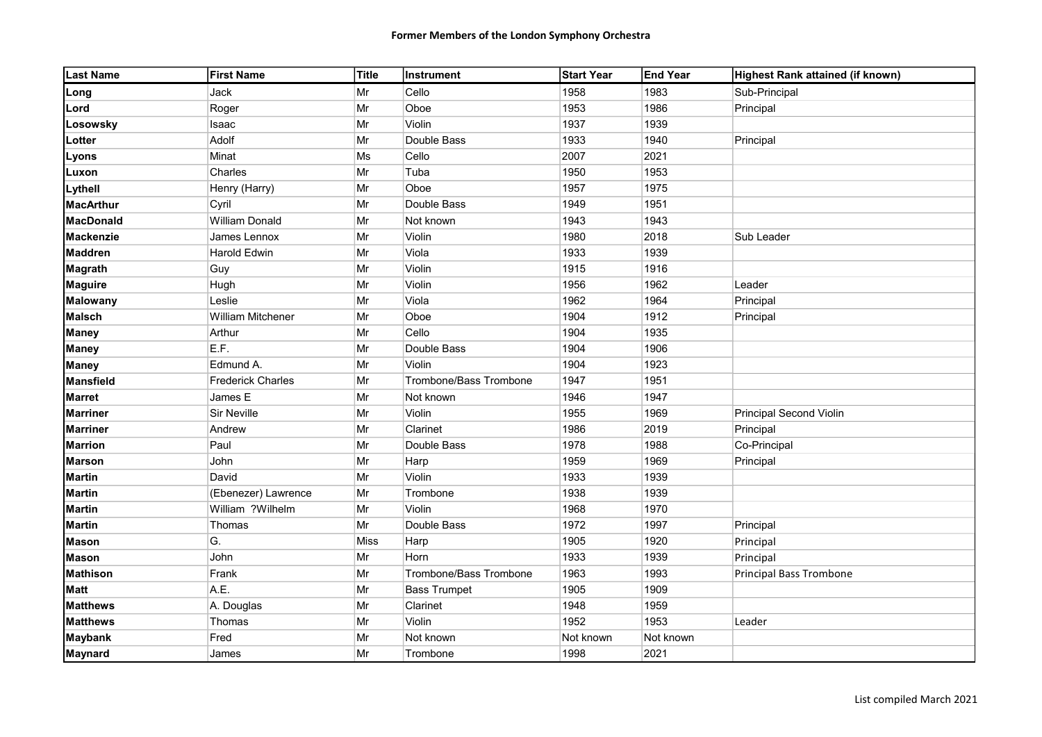# Former Members of the London Symphony Orchestra

| Last Name | First Name | Title | Instrument | Start Year | End Year | Highest Rank attained (if known) |
|---|---|---|---|---|---|---|
| **Long** | Jack | Mr | Cello | 1958 | 1983 | Sub-Principal |
| **Lord** | Roger | Mr | Oboe | 1953 | 1986 | Principal |
| **Losowsky** | Isaac | Mr | Violin | 1937 | 1939 | |
| **Lotter** | Adolf | Mr | Double Bass | 1933 | 1940 | Principal |
| **Lyons** | Minat | Ms | Cello | 2007 | 2021 | |
| **Luxon** | Charles | Mr | Tuba | 1950 | 1953 | |
| **Lythell** | Henry (Harry) | Mr | Oboe | 1957 | 1975 | |
| **MacArthur** | Cyril | Mr | Double Bass | 1949 | 1951 | |
| **MacDonald** | William Donald | Mr | Not known | 1943 | 1943 | |
| **Mackenzie** | James Lennox | Mr | Violin | 1980 | 2018 | Sub Leader |
| **Maddren** | Harold Edwin | Mr | Viola | 1933 | 1939 | |
| **Magrath** | Guy | Mr | Violin | 1915 | 1916 | |
| **Maguire** | Hugh | Mr | Violin | 1956 | 1962 | Leader |
| **Malowany** | Leslie | Mr | Viola | 1962 | 1964 | Principal |
| **Malsch** | William Mitchener | Mr | Oboe | 1904 | 1912 | Principal |
| **Maney** | Arthur | Mr | Cello | 1904 | 1935 | |
| **Maney** | E.F. | Mr | Double Bass | 1904 | 1906 | |
| **Maney** | Edmund A. | Mr | Violin | 1904 | 1923 | |
| **Mansfield** | Frederick Charles | Mr | Trombone/Bass Trombone | 1947 | 1951 | |
| **Marret** | James E | Mr | Not known | 1946 | 1947 | |
| **Marriner** | Sir Neville | Mr | Violin | 1955 | 1969 | Principal Second Violin |
| **Marriner** | Andrew | Mr | Clarinet | 1986 | 2019 | Principal |
| **Marrion** | Paul | Mr | Double Bass | 1978 | 1988 | Co-Principal |
| **Marson** | John | Mr | Harp | 1959 | 1969 | Principal |
| **Martin** | David | Mr | Violin | 1933 | 1939 | |
| **Martin** | (Ebenezer) Lawrence | Mr | Trombone | 1938 | 1939 | |
| **Martin** | William ?Wilhelm | Mr | Violin | 1968 | 1970 | |
| **Martin** | Thomas | Mr | Double Bass | 1972 | 1997 | Principal |
| **Mason** | G. | Miss | Harp | 1905 | 1920 | Principal |
| **Mason** | John | Mr | Horn | 1933 | 1939 | Principal |
| **Mathison** | Frank | Mr | Trombone/Bass Trombone | 1963 | 1993 | Principal Bass Trombone |
| **Matt** | A.E. | Mr | Bass Trumpet | 1905 | 1909 | |
| **Matthews** | A. Douglas | Mr | Clarinet | 1948 | 1959 | |
| **Matthews** | Thomas | Mr | Violin | 1952 | 1953 | Leader |
| **Maybank** | Fred | Mr | Not known | Not known | Not known | |
| **Maynard** | James | Mr | Trombone | 1998 | 2021 | |

List compiled March 2021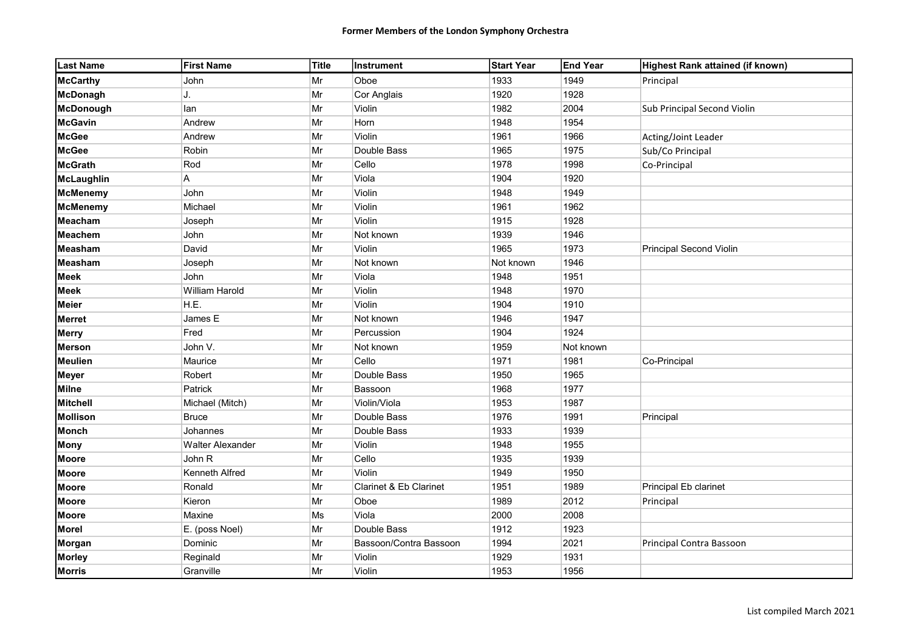# Former Members of the London Symphony Orchestra

| Last Name | First Name | Title | Instrument | Start Year | End Year | Highest Rank attained (if known) |
|---|---|---|---|---|---|---|
| **McCarthy** | John | Mr | Oboe | 1933 | 1949 | Principal |
| **McDonagh** | J. | Mr | Cor Anglais | 1920 | 1928 | |
| **McDonough** | Ian | Mr | Violin | 1982 | 2004 | Sub Principal Second Violin |
| **McGavin** | Andrew | Mr | Horn | 1948 | 1954 | |
| **McGee** | Andrew | Mr | Violin | 1961 | 1966 | Acting/Joint Leader |
| **McGee** | Robin | Mr | Double Bass | 1965 | 1975 | Sub/Co Principal |
| **McGrath** | Rod | Mr | Cello | 1978 | 1998 | Co-Principal |
| **McLaughlin** | A | Mr | Viola | 1904 | 1920 | |
| **McMenemy** | John | Mr | Violin | 1948 | 1949 | |
| **McMenemy** | Michael | Mr | Violin | 1961 | 1962 | |
| **Meacham** | Joseph | Mr | Violin | 1915 | 1928 | |
| **Meachem** | John | Mr | Not known | 1939 | 1946 | |
| **Measham** | David | Mr | Violin | 1965 | 1973 | Principal Second Violin |
| **Measham** | Joseph | Mr | Not known | Not known | 1946 | |
| **Meek** | John | Mr | Viola | 1948 | 1951 | |
| **Meek** | William Harold | Mr | Violin | 1948 | 1970 | |
| **Meier** | H.E. | Mr | Violin | 1904 | 1910 | |
| **Merret** | James E | Mr | Not known | 1946 | 1947 | |
| **Merry** | Fred | Mr | Percussion | 1904 | 1924 | |
| **Merson** | John V. | Mr | Not known | 1959 | Not known | |
| **Meulien** | Maurice | Mr | Cello | 1971 | 1981 | Co-Principal |
| **Meyer** | Robert | Mr | Double Bass | 1950 | 1965 | |
| **Milne** | Patrick | Mr | Bassoon | 1968 | 1977 | |
| **Mitchell** | Michael (Mitch) | Mr | Violin/Viola | 1953 | 1987 | |
| **Mollison** | Bruce | Mr | Double Bass | 1976 | 1991 | Principal |
| **Monch** | Johannes | Mr | Double Bass | 1933 | 1939 | |
| **Mony** | Walter Alexander | Mr | Violin | 1948 | 1955 | |
| **Moore** | John R | Mr | Cello | 1935 | 1939 | |
| **Moore** | Kenneth Alfred | Mr | Violin | 1949 | 1950 | |
| **Moore** | Ronald | Mr | Clarinet & Eb Clarinet | 1951 | 1989 | Principal Eb clarinet |
| **Moore** | Kieron | Mr | Oboe | 1989 | 2012 | Principal |
| **Moore** | Maxine | Ms | Viola | 2000 | 2008 | |
| **Morel** | E. (poss Noel) | Mr | Double Bass | 1912 | 1923 | |
| **Morgan** | Dominic | Mr | Bassoon/Contra Bassoon | 1994 | 2021 | Principal Contra Bassoon |
| **Morley** | Reginald | Mr | Violin | 1929 | 1931 | |
| **Morris** | Granville | Mr | Violin | 1953 | 1956 | |

List compiled March 2021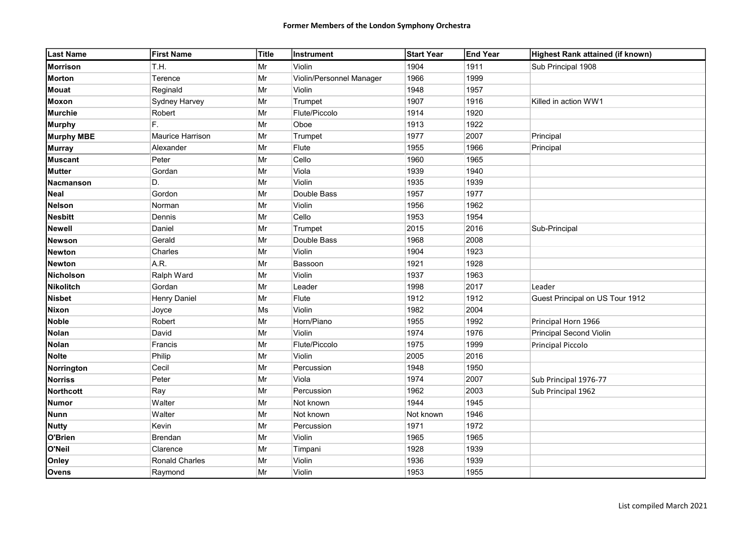# Former Members of the London Symphony Orchestra

| Last Name | First Name | Title | Instrument | Start Year | End Year | Highest Rank attained (if known) |
|---|---|---|---|---|---|---|
| **Morrison** | T.H. | Mr | Violin | 1904 | 1911 | Sub Principal 1908 |
| **Morton** | Terence | Mr | Violin/Personnel Manager | 1966 | 1999 | |
| **Mouat** | Reginald | Mr | Violin | 1948 | 1957 | |
| **Moxon** | Sydney Harvey | Mr | Trumpet | 1907 | 1916 | Killed in action WW1 |
| **Murchie** | Robert | Mr | Flute/Piccolo | 1914 | 1920 | |
| **Murphy** | F. | Mr | Oboe | 1913 | 1922 | |
| **Murphy MBE** | Maurice Harrison | Mr | Trumpet | 1977 | 2007 | Principal |
| **Murray** | Alexander | Mr | Flute | 1955 | 1966 | Principal |
| **Muscant** | Peter | Mr | Cello | 1960 | 1965 | |
| **Mutter** | Gordan | Mr | Viola | 1939 | 1940 | |
| **Nacmanson** | D. | Mr | Violin | 1935 | 1939 | |
| **Neal** | Gordon | Mr | Double Bass | 1957 | 1977 | |
| **Nelson** | Norman | Mr | Violin | 1956 | 1962 | |
| **Nesbitt** | Dennis | Mr | Cello | 1953 | 1954 | |
| **Newell** | Daniel | Mr | Trumpet | 2015 | 2016 | Sub-Principal |
| **Newson** | Gerald | Mr | Double Bass | 1968 | 2008 | |
| **Newton** | Charles | Mr | Violin | 1904 | 1923 | |
| **Newton** | A.R. | Mr | Bassoon | 1921 | 1928 | |
| **Nicholson** | Ralph Ward | Mr | Violin | 1937 | 1963 | |
| **Nikolitch** | Gordan | Mr | Leader | 1998 | 2017 | Leader |
| **Nisbet** | Henry Daniel | Mr | Flute | 1912 | 1912 | Guest Principal on US Tour 1912 |
| **Nixon** | Joyce | Ms | Violin | 1982 | 2004 | |
| **Noble** | Robert | Mr | Horn/Piano | 1955 | 1992 | Principal Horn 1966 |
| **Nolan** | David | Mr | Violin | 1974 | 1976 | Principal Second Violin |
| **Nolan** | Francis | Mr | Flute/Piccolo | 1975 | 1999 | Principal Piccolo |
| **Nolte** | Philip | Mr | Violin | 2005 | 2016 | |
| **Norrington** | Cecil | Mr | Percussion | 1948 | 1950 | |
| **Norriss** | Peter | Mr | Viola | 1974 | 2007 | Sub Principal 1976-77 |
| **Northcott** | Ray | Mr | Percussion | 1962 | 2003 | Sub Principal 1962 |
| **Numor** | Walter | Mr | Not known | 1944 | 1945 | |
| **Nunn** | Walter | Mr | Not known | Not known | 1946 | |
| **Nutty** | Kevin | Mr | Percussion | 1971 | 1972 | |
| **O'Brien** | Brendan | Mr | Violin | 1965 | 1965 | |
| **O'Neil** | Clarence | Mr | Timpani | 1928 | 1939 | |
| **Onley** | Ronald Charles | Mr | Violin | 1936 | 1939 | |
| **Ovens** | Raymond | Mr | Violin | 1953 | 1955 | |

List compiled March 2021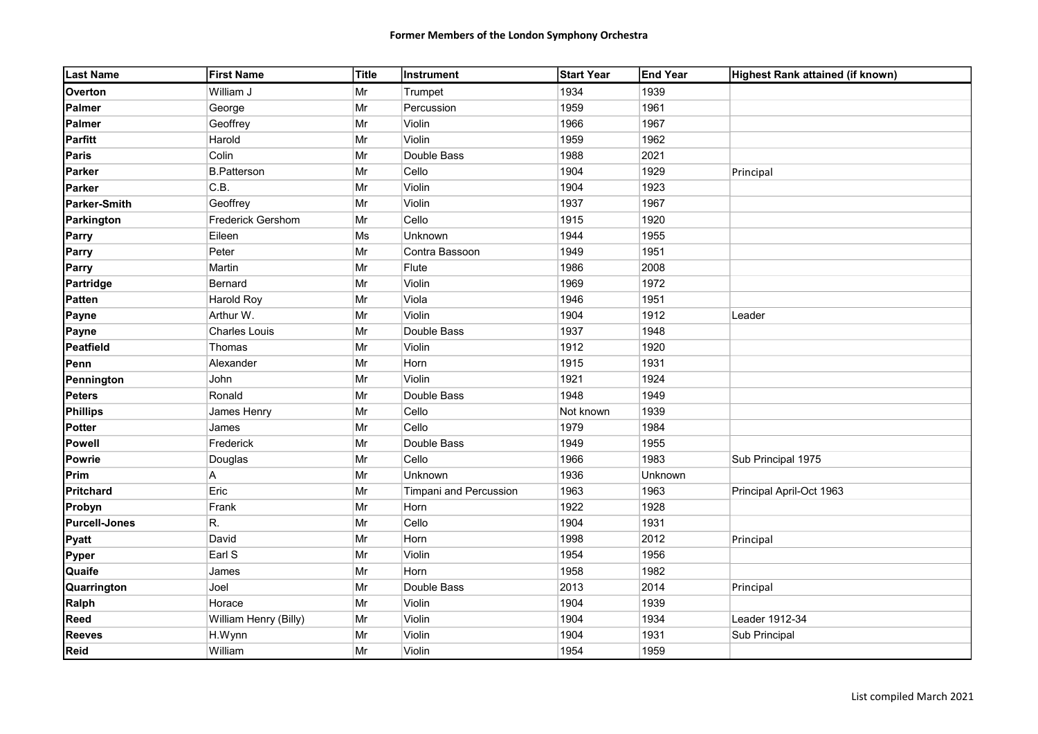| Last Name | First Name | Title | Instrument | Start Year | End Year | Highest Rank attained (if known) |
|---|---|---|---|---|---|---|
| **Overton** | William J | Mr | Trumpet | 1934 | 1939 | |
| **Palmer** | George | Mr | Percussion | 1959 | 1961 | |
| **Palmer** | Geoffrey | Mr | Violin | 1966 | 1967 | |
| **Parfitt** | Harold | Mr | Violin | 1959 | 1962 | |
| **Paris** | Colin | Mr | Double Bass | 1988 | 2021 | |
| **Parker** | B.Patterson | Mr | Cello | 1904 | 1929 | Principal |
| **Parker** | C.B. | Mr | Violin | 1904 | 1923 | |
| **Parker-Smith** | Geoffrey | Mr | Violin | 1937 | 1967 | |
| **Parkington** | Frederick Gershom | Mr | Cello | 1915 | 1920 | |
| **Parry** | Eileen | Ms | Unknown | 1944 | 1955 | |
| **Parry** | Peter | Mr | Contra Bassoon | 1949 | 1951 | |
| **Parry** | Martin | Mr | Flute | 1986 | 2008 | |
| **Partridge** | Bernard | Mr | Violin | 1969 | 1972 | |
| **Patten** | Harold Roy | Mr | Viola | 1946 | 1951 | |
| **Payne** | Arthur W. | Mr | Violin | 1904 | 1912 | Leader |
| **Payne** | Charles Louis | Mr | Double Bass | 1937 | 1948 | |
| **Peatfield** | Thomas | Mr | Violin | 1912 | 1920 | |
| **Penn** | Alexander | Mr | Horn | 1915 | 1931 | |
| **Pennington** | John | Mr | Violin | 1921 | 1924 | |
| **Peters** | Ronald | Mr | Double Bass | 1948 | 1949 | |
| **Phillips** | James Henry | Mr | Cello | Not known | 1939 | |
| **Potter** | James | Mr | Cello | 1979 | 1984 | |
| **Powell** | Frederick | Mr | Double Bass | 1949 | 1955 | |
| **Powrie** | Douglas | Mr | Cello | 1966 | 1983 | Sub Principal 1975 |
| **Prim** | A | Mr | Unknown | 1936 | Unknown | |
| **Pritchard** | Eric | Mr | Timpani and Percussion | 1963 | 1963 | Principal April-Oct 1963 |
| **Probyn** | Frank | Mr | Horn | 1922 | 1928 | |
| **Purcell-Jones** | R. | Mr | Cello | 1904 | 1931 | |
| **Pyatt** | David | Mr | Horn | 1998 | 2012 | Principal |
| **Pyper** | Earl S | Mr | Violin | 1954 | 1956 | |
| **Quaife** | James | Mr | Horn | 1958 | 1982 | |
| **Quarrington** | Joel | Mr | Double Bass | 2013 | 2014 | Principal |
| **Ralph** | Horace | Mr | Violin | 1904 | 1939 | |
| **Reed** | William Henry (Billy) | Mr | Violin | 1904 | 1934 | Leader 1912-34 |
| **Reeves** | H.Wynn | Mr | Violin | 1904 | 1931 | Sub Principal |
| **Reid** | William | Mr | Violin | 1954 | 1959 | |

List compiled March 2021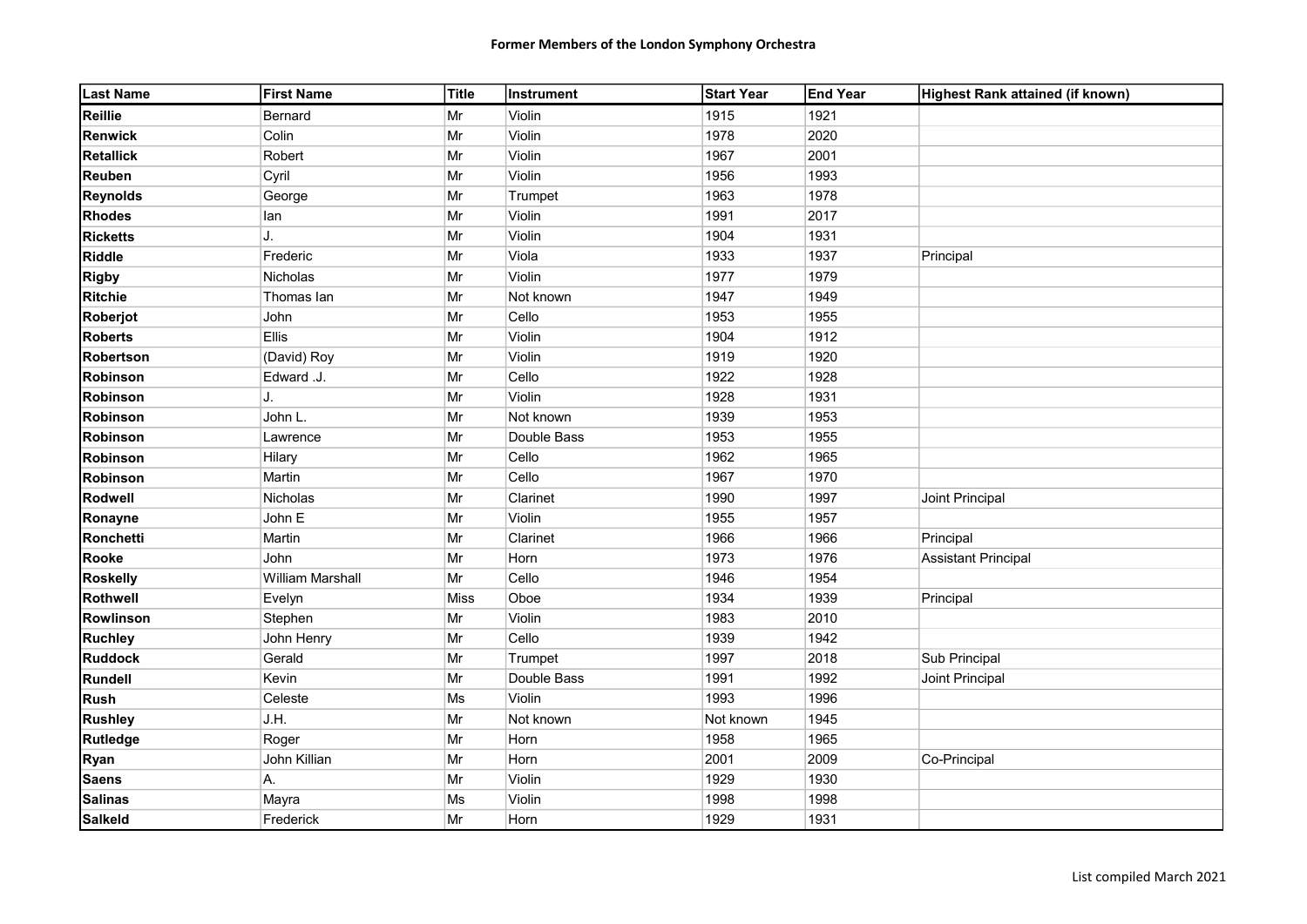# Former Members of the London Symphony Orchestra

| Last Name | First Name | Title | Instrument | Start Year | End Year | Highest Rank attained (if known) |
|---|---|---|---|---|---|---|
| **Reillie** | Bernard | Mr | Violin | 1915 | 1921 | |
| **Renwick** | Colin | Mr | Violin | 1978 | 2020 | |
| **Retallick** | Robert | Mr | Violin | 1967 | 2001 | |
| **Reuben** | Cyril | Mr | Violin | 1956 | 1993 | |
| **Reynolds** | George | Mr | Trumpet | 1963 | 1978 | |
| **Rhodes** | Ian | Mr | Violin | 1991 | 2017 | |
| **Ricketts** | J. | Mr | Violin | 1904 | 1931 | |
| **Riddle** | Frederic | Mr | Viola | 1933 | 1937 | Principal |
| **Rigby** | Nicholas | Mr | Violin | 1977 | 1979 | |
| **Ritchie** | Thomas Ian | Mr | Not known | 1947 | 1949 | |
| **Roberjot** | John | Mr | Cello | 1953 | 1955 | |
| **Roberts** | Ellis | Mr | Violin | 1904 | 1912 | |
| **Robertson** | (David) Roy | Mr | Violin | 1919 | 1920 | |
| **Robinson** | Edward .J. | Mr | Cello | 1922 | 1928 | |
| **Robinson** | J. | Mr | Violin | 1928 | 1931 | |
| **Robinson** | John L. | Mr | Not known | 1939 | 1953 | |
| **Robinson** | Lawrence | Mr | Double Bass | 1953 | 1955 | |
| **Robinson** | Hilary | Mr | Cello | 1962 | 1965 | |
| **Robinson** | Martin | Mr | Cello | 1967 | 1970 | |
| **Rodwell** | Nicholas | Mr | Clarinet | 1990 | 1997 | Joint Principal |
| **Ronayne** | John E | Mr | Violin | 1955 | 1957 | |
| **Ronchetti** | Martin | Mr | Clarinet | 1966 | 1966 | Principal |
| **Rooke** | John | Mr | Horn | 1973 | 1976 | Assistant Principal |
| **Roskelly** | William Marshall | Mr | Cello | 1946 | 1954 | |
| **Rothwell** | Evelyn | Miss | Oboe | 1934 | 1939 | Principal |
| **Rowlinson** | Stephen | Mr | Violin | 1983 | 2010 | |
| **Ruchley** | John Henry | Mr | Cello | 1939 | 1942 | |
| **Ruddock** | Gerald | Mr | Trumpet | 1997 | 2018 | Sub Principal |
| **Rundell** | Kevin | Mr | Double Bass | 1991 | 1992 | Joint Principal |
| **Rush** | Celeste | Ms | Violin | 1993 | 1996 | |
| **Rushley** | J.H. | Mr | Not known | Not known | 1945 | |
| **Rutledge** | Roger | Mr | Horn | 1958 | 1965 | |
| **Ryan** | John Killian | Mr | Horn | 2001 | 2009 | Co-Principal |
| **Saens** | A. | Mr | Violin | 1929 | 1930 | |
| **Salinas** | Mayra | Ms | Violin | 1998 | 1998 | |
| **Salkeld** | Frederick | Mr | Horn | 1929 | 1931 | |

List compiled March 2021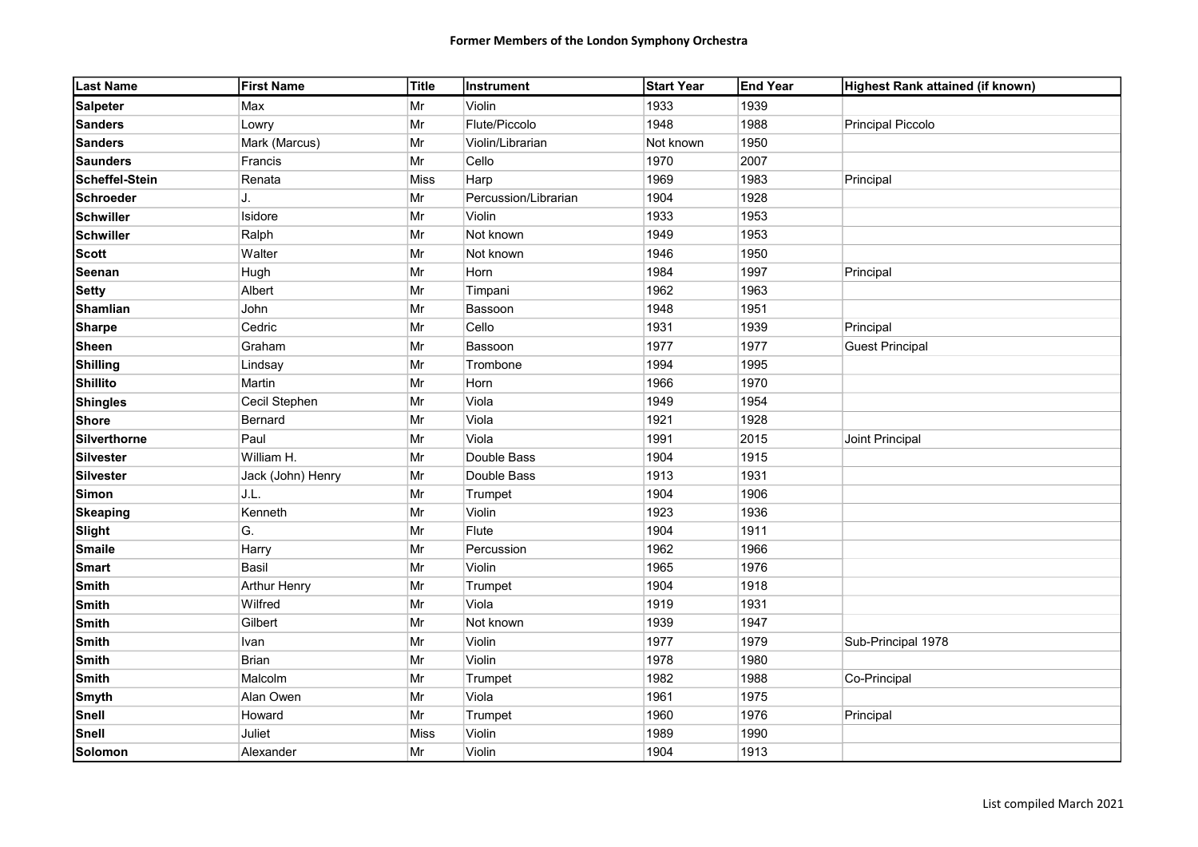| Last Name | First Name | Title | Instrument | Start Year | End Year | Highest Rank attained (if known) |
|---|---|---|---|---|---|---|
| **Salpeter** | Max | Mr | Violin | 1933 | 1939 | |
| **Sanders** | Lowry | Mr | Flute/Piccolo | 1948 | 1988 | Principal Piccolo |
| **Sanders** | Mark (Marcus) | Mr | Violin/Librarian | Not known | 1950 | |
| **Saunders** | Francis | Mr | Cello | 1970 | 2007 | |
| **Scheffel-Stein** | Renata | Miss | Harp | 1969 | 1983 | Principal |
| **Schroeder** | J. | Mr | Percussion/Librarian | 1904 | 1928 | |
| **Schwiller** | Isidore | Mr | Violin | 1933 | 1953 | |
| **Schwiller** | Ralph | Mr | Not known | 1949 | 1953 | |
| **Scott** | Walter | Mr | Not known | 1946 | 1950 | |
| **Seenan** | Hugh | Mr | Horn | 1984 | 1997 | Principal |
| **Setty** | Albert | Mr | Timpani | 1962 | 1963 | |
| **Shamlian** | John | Mr | Bassoon | 1948 | 1951 | |
| **Sharpe** | Cedric | Mr | Cello | 1931 | 1939 | Principal |
| **Sheen** | Graham | Mr | Bassoon | 1977 | 1977 | Guest Principal |
| **Shilling** | Lindsay | Mr | Trombone | 1994 | 1995 | |
| **Shillito** | Martin | Mr | Horn | 1966 | 1970 | |
| **Shingles** | Cecil Stephen | Mr | Viola | 1949 | 1954 | |
| **Shore** | Bernard | Mr | Viola | 1921 | 1928 | |
| **Silverthorne** | Paul | Mr | Viola | 1991 | 2015 | Joint Principal |
| **Silvester** | William H. | Mr | Double Bass | 1904 | 1915 | |
| **Silvester** | Jack (John) Henry | Mr | Double Bass | 1913 | 1931 | |
| **Simon** | J.L. | Mr | Trumpet | 1904 | 1906 | |
| **Skeaping** | Kenneth | Mr | Violin | 1923 | 1936 | |
| **Slight** | G. | Mr | Flute | 1904 | 1911 | |
| **Smaile** | Harry | Mr | Percussion | 1962 | 1966 | |
| **Smart** | Basil | Mr | Violin | 1965 | 1976 | |
| **Smith** | Arthur Henry | Mr | Trumpet | 1904 | 1918 | |
| **Smith** | Wilfred | Mr | Viola | 1919 | 1931 | |
| **Smith** | Gilbert | Mr | Not known | 1939 | 1947 | |
| **Smith** | Ivan | Mr | Violin | 1977 | 1979 | Sub-Principal 1978 |
| **Smith** | Brian | Mr | Violin | 1978 | 1980 | |
| **Smith** | Malcolm | Mr | Trumpet | 1982 | 1988 | Co-Principal |
| **Smyth** | Alan Owen | Mr | Viola | 1961 | 1975 | |
| **Snell** | Howard | Mr | Trumpet | 1960 | 1976 | Principal |
| **Snell** | Juliet | Miss | Violin | 1989 | 1990 | |
| **Solomon** | Alexander | Mr | Violin | 1904 | 1913 | |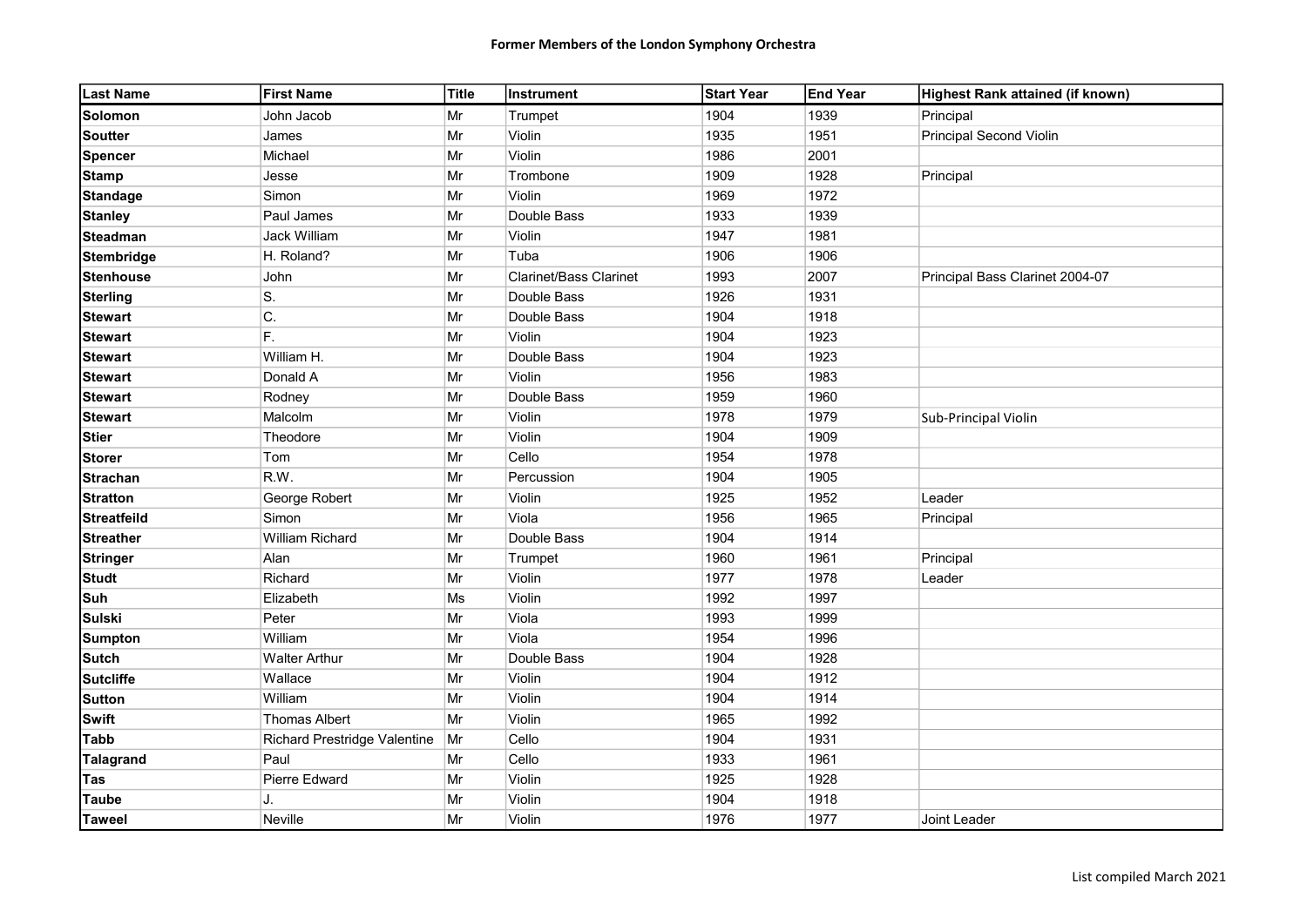# Former Members of the London Symphony Orchestra

| Last Name | First Name | Title | Instrument | Start Year | End Year | Highest Rank attained (if known) |
|---|---|---|---|---|---|---|
| **Solomon** | John Jacob | Mr | Trumpet | 1904 | 1939 | Principal |
| **Soutter** | James | Mr | Violin | 1935 | 1951 | Principal Second Violin |
| **Spencer** | Michael | Mr | Violin | 1986 | 2001 | |
| **Stamp** | Jesse | Mr | Trombone | 1909 | 1928 | Principal |
| **Standage** | Simon | Mr | Violin | 1969 | 1972 | |
| **Stanley** | Paul James | Mr | Double Bass | 1933 | 1939 | |
| **Steadman** | Jack William | Mr | Violin | 1947 | 1981 | |
| **Stembridge** | H. Roland? | Mr | Tuba | 1906 | 1906 | |
| **Stenhouse** | John | Mr | Clarinet/Bass Clarinet | 1993 | 2007 | Principal Bass Clarinet 2004-07 |
| **Sterling** | S. | Mr | Double Bass | 1926 | 1931 | |
| **Stewart** | C. | Mr | Double Bass | 1904 | 1918 | |
| **Stewart** | F. | Mr | Violin | 1904 | 1923 | |
| **Stewart** | William H. | Mr | Double Bass | 1904 | 1923 | |
| **Stewart** | Donald A | Mr | Violin | 1956 | 1983 | |
| **Stewart** | Rodney | Mr | Double Bass | 1959 | 1960 | |
| **Stewart** | Malcolm | Mr | Violin | 1978 | 1979 | Sub-Principal Violin |
| **Stier** | Theodore | Mr | Violin | 1904 | 1909 | |
| **Storer** | Tom | Mr | Cello | 1954 | 1978 | |
| **Strachan** | R.W. | Mr | Percussion | 1904 | 1905 | |
| **Stratton** | George Robert | Mr | Violin | 1925 | 1952 | Leader |
| **Streatfeild** | Simon | Mr | Viola | 1956 | 1965 | Principal |
| **Streather** | William Richard | Mr | Double Bass | 1904 | 1914 | |
| **Stringer** | Alan | Mr | Trumpet | 1960 | 1961 | Principal |
| **Studt** | Richard | Mr | Violin | 1977 | 1978 | Leader |
| **Suh** | Elizabeth | Ms | Violin | 1992 | 1997 | |
| **Sulski** | Peter | Mr | Viola | 1993 | 1999 | |
| **Sumpton** | William | Mr | Viola | 1954 | 1996 | |
| **Sutch** | Walter Arthur | Mr | Double Bass | 1904 | 1928 | |
| **Sutcliffe** | Wallace | Mr | Violin | 1904 | 1912 | |
| **Sutton** | William | Mr | Violin | 1904 | 1914 | |
| **Swift** | Thomas Albert | Mr | Violin | 1965 | 1992 | |
| **Tabb** | Richard Prestridge Valentine | Mr | Cello | 1904 | 1931 | |
| **Talagrand** | Paul | Mr | Cello | 1933 | 1961 | |
| **Tas** | Pierre Edward | Mr | Violin | 1925 | 1928 | |
| **Taube** | J. | Mr | Violin | 1904 | 1918 | |
| **Taweel** | Neville | Mr | Violin | 1976 | 1977 | Joint Leader |

List compiled March 2021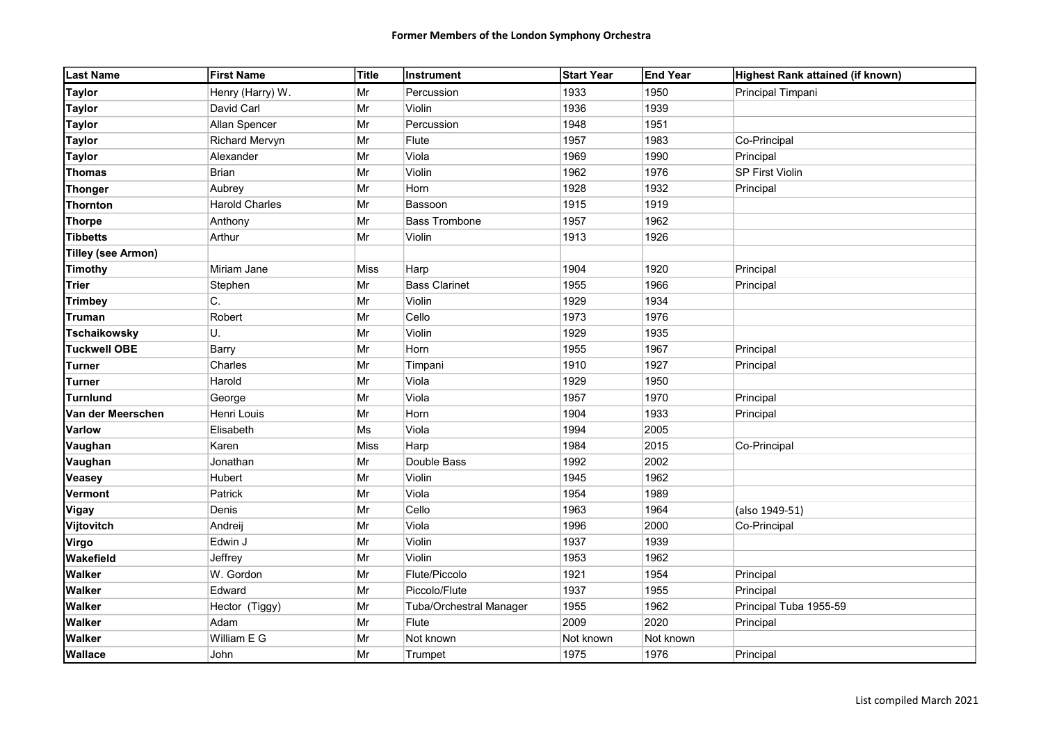**Former Members of the London Symphony Orchestra**

| Last Name | First Name | Title | Instrument | Start Year | End Year | Highest Rank attained (if known) |
|---|---|---|---|---|---|---|
| **Taylor** | Henry (Harry) W. | Mr | Percussion | 1933 | 1950 | Principal Timpani |
| **Taylor** | David Carl | Mr | Violin | 1936 | 1939 | |
| **Taylor** | Allan Spencer | Mr | Percussion | 1948 | 1951 | |
| **Taylor** | Richard Mervyn | Mr | Flute | 1957 | 1983 | Co-Principal |
| **Taylor** | Alexander | Mr | Viola | 1969 | 1990 | Principal |
| **Thomas** | Brian | Mr | Violin | 1962 | 1976 | SP First Violin |
| **Thonger** | Aubrey | Mr | Horn | 1928 | 1932 | Principal |
| **Thornton** | Harold Charles | Mr | Bassoon | 1915 | 1919 | |
| **Thorpe** | Anthony | Mr | Bass Trombone | 1957 | 1962 | |
| **Tibbetts** | Arthur | Mr | Violin | 1913 | 1926 | |
| **Tilley (see Armon)** | | | | | | |
| **Timothy** | Miriam Jane | Miss | Harp | 1904 | 1920 | Principal |
| **Trier** | Stephen | Mr | Bass Clarinet | 1955 | 1966 | Principal |
| **Trimbey** | C. | Mr | Violin | 1929 | 1934 | |
| **Truman** | Robert | Mr | Cello | 1973 | 1976 | |
| **Tschaikowsky** | U. | Mr | Violin | 1929 | 1935 | |
| **Tuckwell OBE** | Barry | Mr | Horn | 1955 | 1967 | Principal |
| **Turner** | Charles | Mr | Timpani | 1910 | 1927 | Principal |
| **Turner** | Harold | Mr | Viola | 1929 | 1950 | |
| **Turnlund** | George | Mr | Viola | 1957 | 1970 | Principal |
| **Van der Meerschen** | Henri Louis | Mr | Horn | 1904 | 1933 | Principal |
| **Varlow** | Elisabeth | Ms | Viola | 1994 | 2005 | |
| **Vaughan** | Karen | Miss | Harp | 1984 | 2015 | Co-Principal |
| **Vaughan** | Jonathan | Mr | Double Bass | 1992 | 2002 | |
| **Veasey** | Hubert | Mr | Violin | 1945 | 1962 | |
| **Vermont** | Patrick | Mr | Viola | 1954 | 1989 | |
| **Vigay** | Denis | Mr | Cello | 1963 | 1964 | (also 1949-51) |
| **Vijtovitch** | Andreij | Mr | Viola | 1996 | 2000 | Co-Principal |
| **Virgo** | Edwin J | Mr | Violin | 1937 | 1939 | |
| **Wakefield** | Jeffrey | Mr | Violin | 1953 | 1962 | |
| **Walker** | W. Gordon | Mr | Flute/Piccolo | 1921 | 1954 | Principal |
| **Walker** | Edward | Mr | Piccolo/Flute | 1937 | 1955 | Principal |
| **Walker** | Hector (Tiggy) | Mr | Tuba/Orchestral Manager | 1955 | 1962 | Principal Tuba 1955-59 |
| **Walker** | Adam | Mr | Flute | 2009 | 2020 | Principal |
| **Walker** | William E G | Mr | Not known | Not known | Not known | |
| **Wallace** | John | Mr | Trumpet | 1975 | 1976 | Principal |

List compiled March 2021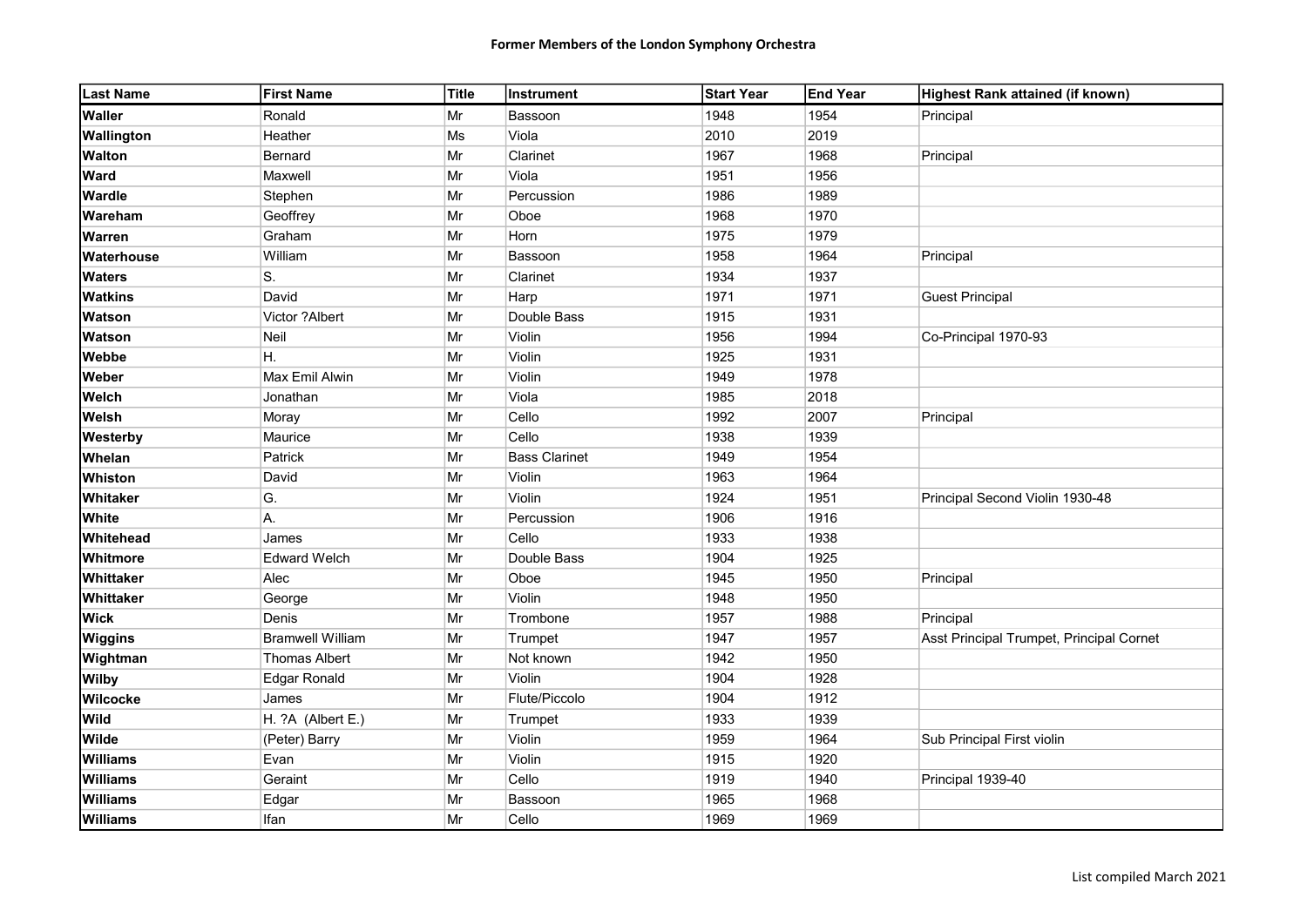# Former Members of the London Symphony Orchestra

| Last Name | First Name | Title | Instrument | Start Year | End Year | Highest Rank attained (if known) |
|---|---|---|---|---|---|---|
| **Waller** | Ronald | Mr | Bassoon | 1948 | 1954 | Principal |
| **Wallington** | Heather | Ms | Viola | 2010 | 2019 | |
| **Walton** | Bernard | Mr | Clarinet | 1967 | 1968 | Principal |
| **Ward** | Maxwell | Mr | Viola | 1951 | 1956 | |
| **Wardle** | Stephen | Mr | Percussion | 1986 | 1989 | |
| **Wareham** | Geoffrey | Mr | Oboe | 1968 | 1970 | |
| **Warren** | Graham | Mr | Horn | 1975 | 1979 | |
| **Waterhouse** | William | Mr | Bassoon | 1958 | 1964 | Principal |
| **Waters** | S. | Mr | Clarinet | 1934 | 1937 | |
| **Watkins** | David | Mr | Harp | 1971 | 1971 | Guest Principal |
| **Watson** | Victor ?Albert | Mr | Double Bass | 1915 | 1931 | |
| **Watson** | Neil | Mr | Violin | 1956 | 1994 | Co-Principal 1970-93 |
| **Webbe** | H. | Mr | Violin | 1925 | 1931 | |
| **Weber** | Max Emil Alwin | Mr | Violin | 1949 | 1978 | |
| **Welch** | Jonathan | Mr | Viola | 1985 | 2018 | |
| **Welsh** | Moray | Mr | Cello | 1992 | 2007 | Principal |
| **Westerby** | Maurice | Mr | Cello | 1938 | 1939 | |
| **Whelan** | Patrick | Mr | Bass Clarinet | 1949 | 1954 | |
| **Whiston** | David | Mr | Violin | 1963 | 1964 | |
| **Whitaker** | G. | Mr | Violin | 1924 | 1951 | Principal Second Violin 1930-48 |
| **White** | A. | Mr | Percussion | 1906 | 1916 | |
| **Whitehead** | James | Mr | Cello | 1933 | 1938 | |
| **Whitmore** | Edward Welch | Mr | Double Bass | 1904 | 1925 | |
| **Whittaker** | Alec | Mr | Oboe | 1945 | 1950 | Principal |
| **Whittaker** | George | Mr | Violin | 1948 | 1950 | |
| **Wick** | Denis | Mr | Trombone | 1957 | 1988 | Principal |
| **Wiggins** | Bramwell William | Mr | Trumpet | 1947 | 1957 | Asst Principal Trumpet, Principal Cornet |
| **Wightman** | Thomas Albert | Mr | Not known | 1942 | 1950 | |
| **Wilby** | Edgar Ronald | Mr | Violin | 1904 | 1928 | |
| **Wilcocke** | James | Mr | Flute/Piccolo | 1904 | 1912 | |
| **Wild** | H. ?A (Albert E.) | Mr | Trumpet | 1933 | 1939 | |
| **Wilde** | (Peter) Barry | Mr | Violin | 1959 | 1964 | Sub Principal First violin |
| **Williams** | Evan | Mr | Violin | 1915 | 1920 | |
| **Williams** | Geraint | Mr | Cello | 1919 | 1940 | Principal 1939-40 |
| **Williams** | Edgar | Mr | Bassoon | 1965 | 1968 | |
| **Williams** | Ifan | Mr | Cello | 1969 | 1969 | |

List compiled March 2021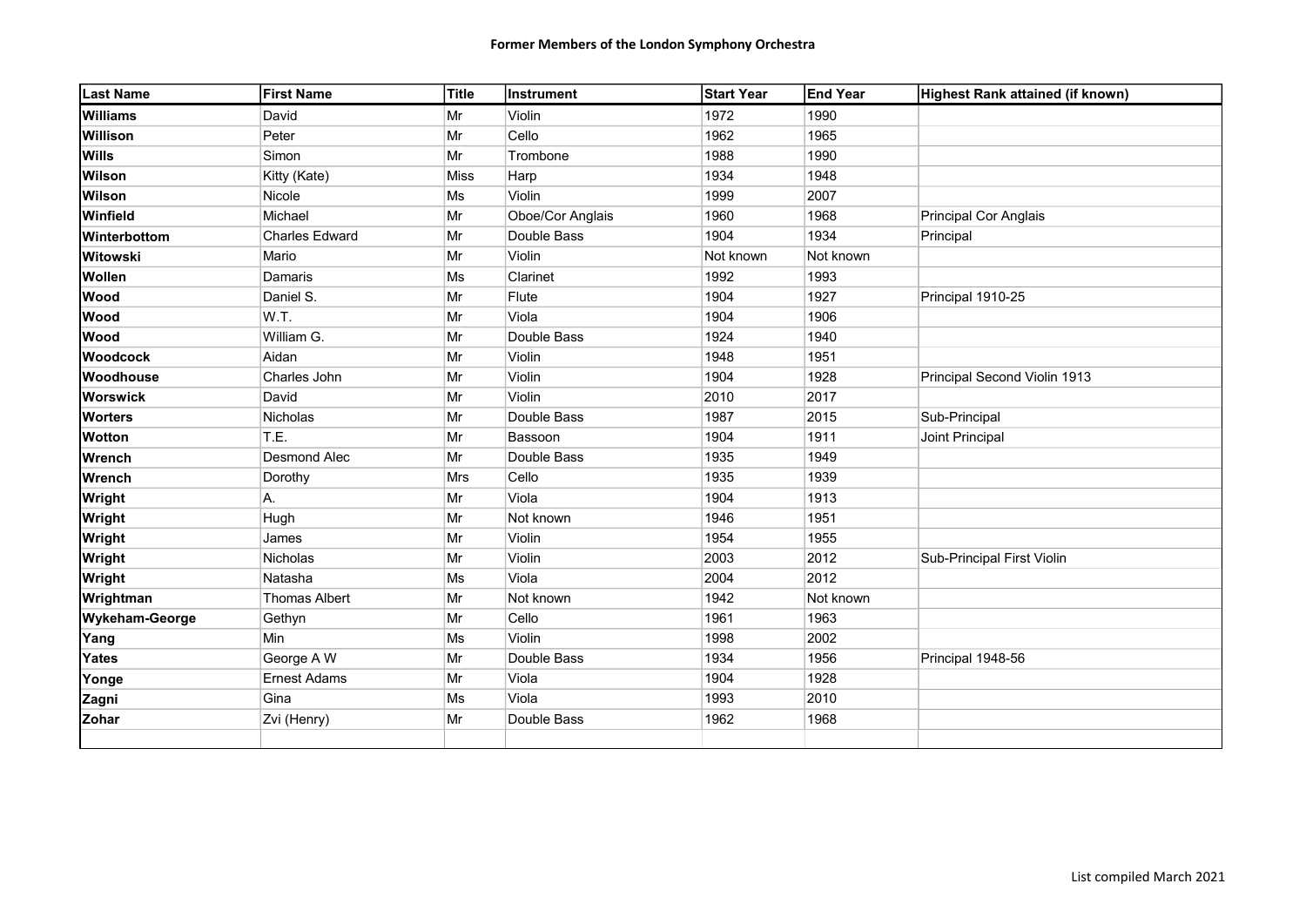# Former Members of the London Symphony Orchestra

| Last Name | First Name | Title | Instrument | Start Year | End Year | Highest Rank attained (if known) |
|---|---|---|---|---|---|---|
| **Williams** | David | Mr | Violin | 1972 | 1990 | |
| **Willison** | Peter | Mr | Cello | 1962 | 1965 | |
| **Wills** | Simon | Mr | Trombone | 1988 | 1990 | |
| **Wilson** | Kitty (Kate) | Miss | Harp | 1934 | 1948 | |
| **Wilson** | Nicole | Ms | Violin | 1999 | 2007 | |
| **Winfield** | Michael | Mr | Oboe/Cor Anglais | 1960 | 1968 | Principal Cor Anglais |
| **Winterbottom** | Charles Edward | Mr | Double Bass | 1904 | 1934 | Principal |
| **Witowski** | Mario | Mr | Violin | Not known | Not known | |
| **Wollen** | Damaris | Ms | Clarinet | 1992 | 1993 | |
| **Wood** | Daniel S. | Mr | Flute | 1904 | 1927 | Principal 1910-25 |
| **Wood** | W.T. | Mr | Viola | 1904 | 1906 | |
| **Wood** | William G. | Mr | Double Bass | 1924 | 1940 | |
| **Woodcock** | Aidan | Mr | Violin | 1948 | 1951 | |
| **Woodhouse** | Charles John | Mr | Violin | 1904 | 1928 | Principal Second Violin 1913 |
| **Worswick** | David | Mr | Violin | 2010 | 2017 | |
| **Worters** | Nicholas | Mr | Double Bass | 1987 | 2015 | Sub-Principal |
| **Wotton** | T.E. | Mr | Bassoon | 1904 | 1911 | Joint Principal |
| **Wrench** | Desmond Alec | Mr | Double Bass | 1935 | 1949 | |
| **Wrench** | Dorothy | Mrs | Cello | 1935 | 1939 | |
| **Wright** | A. | Mr | Viola | 1904 | 1913 | |
| **Wright** | Hugh | Mr | Not known | 1946 | 1951 | |
| **Wright** | James | Mr | Violin | 1954 | 1955 | |
| **Wright** | Nicholas | Mr | Violin | 2003 | 2012 | Sub-Principal First Violin |
| **Wright** | Natasha | Ms | Viola | 2004 | 2012 | |
| **Wrightman** | Thomas Albert | Mr | Not known | 1942 | Not known | |
| **Wykeham-George** | Gethyn | Mr | Cello | 1961 | 1963 | |
| **Yang** | Min | Ms | Violin | 1998 | 2002 | |
| **Yates** | George A W | Mr | Double Bass | 1934 | 1956 | Principal 1948-56 |
| **Yonge** | Ernest Adams | Mr | Viola | 1904 | 1928 | |
| **Zagni** | Gina | Ms | Viola | 1993 | 2010 | |
| **Zohar** | Zvi (Henry) | Mr | Double Bass | 1962 | 1968 | |
| | | | | | | |

List compiled March 2021